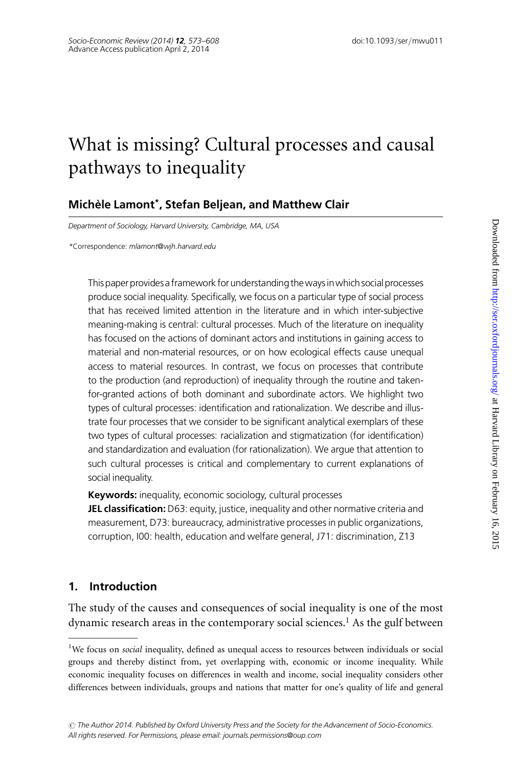# What is missing? Cultural processes and causal pathways to inequality

**Michèle Lamont*, Stefan Beljean, and Matthew Clair**

*Department of Sociology, Harvard University, Cambridge, MA, USA*

*Correspondence: *mlamont@wjh.harvard.edu*

This paper provides a framework for understanding the ways in which social processes produce social inequality. Specifically, we focus on a particular type of social process that has received limited attention in the literature and in which inter-subjective meaning-making is central: cultural processes. Much of the literature on inequality has focused on the actions of dominant actors and institutions in gaining access to material and non-material resources, or on how ecological effects cause unequal access to material resources. In contrast, we focus on processes that contribute to the production (and reproduction) of inequality through the routine and taken-for-granted actions of both dominant and subordinate actors. We highlight two types of cultural processes: identification and rationalization. We describe and illustrate four processes that we consider to be significant analytical exemplars of these two types of cultural processes: racialization and stigmatization (for identification) and standardization and evaluation (for rationalization). We argue that attention to such cultural processes is critical and complementary to current explanations of social inequality.

**Keywords:** inequality, economic sociology, cultural processes

**JEL classification:** D63: equity, justice, inequality and other normative criteria and measurement, D73: bureaucracy, administrative processes in public organizations, corruption, I00: health, education and welfare general, J71: discrimination, Z13

## 1. Introduction

The study of the causes and consequences of social inequality is one of the most dynamic research areas in the contemporary social sciences.[1] As the gulf between

[1] We focus on *social* inequality, defined as unequal access to resources between individuals or social groups and thereby distinct from, yet overlapping with, economic or income inequality. While economic inequality focuses on differences in wealth and income, social inequality considers other differences between individuals, groups and nations that matter for one's quality of life and general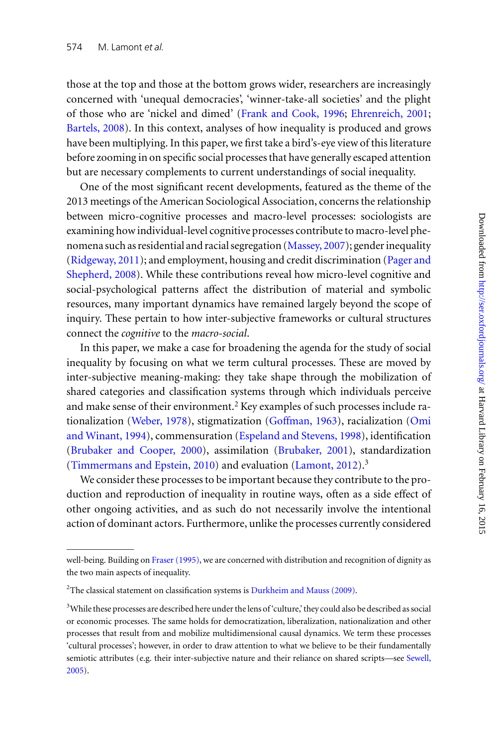those at the top and those at the bottom grows wider, researchers are increasingly concerned with 'unequal democracies', 'winner-take-all societies' and the plight of those who are 'nickel and dimed' (Frank and Cook, 1996; Ehrenreich, 2001; Bartels, 2008). In this context, analyses of how inequality is produced and grows have been multiplying. In this paper, we first take a bird's-eye view of this literature before zooming in on specific social processes that have generally escaped attention but are necessary complements to current understandings of social inequality.

One of the most significant recent developments, featured as the theme of the 2013 meetings of the American Sociological Association, concerns the relationship between micro-cognitive processes and macro-level processes: sociologists are examining how individual-level cognitive processes contribute to macro-level phenomena such as residential and racial segregation (Massey, 2007); gender inequality (Ridgeway, 2011); and employment, housing and credit discrimination (Pager and Shepherd, 2008). While these contributions reveal how micro-level cognitive and social-psychological patterns affect the distribution of material and symbolic resources, many important dynamics have remained largely beyond the scope of inquiry. These pertain to how inter-subjective frameworks or cultural structures connect the *cognitive* to the *macro-social*.

In this paper, we make a case for broadening the agenda for the study of social inequality by focusing on what we term cultural processes. These are moved by inter-subjective meaning-making: they take shape through the mobilization of shared categories and classification systems through which individuals perceive and make sense of their environment.[2] Key examples of such processes include rationalization (Weber, 1978), stigmatization (Goffman, 1963), racialization (Omi and Winant, 1994), commensuration (Espeland and Stevens, 1998), identification (Brubaker and Cooper, 2000), assimilation (Brubaker, 2001), standardization (Timmermans and Epstein, 2010) and evaluation (Lamont, 2012).[3]

We consider these processes to be important because they contribute to the production and reproduction of inequality in routine ways, often as a side effect of other ongoing activities, and as such do not necessarily involve the intentional action of dominant actors. Furthermore, unlike the processes currently considered

---

well-being. Building on Fraser (1995), we are concerned with distribution and recognition of dignity as the two main aspects of inequality.

[2]The classical statement on classification systems is Durkheim and Mauss (2009).

[3]While these processes are described here under the lens of 'culture,' they could also be described as social or economic processes. The same holds for democratization, liberalization, nationalization and other processes that result from and mobilize multidimensional causal dynamics. We term these processes 'cultural processes'; however, in order to draw attention to what we believe to be their fundamentally semiotic attributes (e.g. their inter-subjective nature and their reliance on shared scripts—see Sewell, 2005).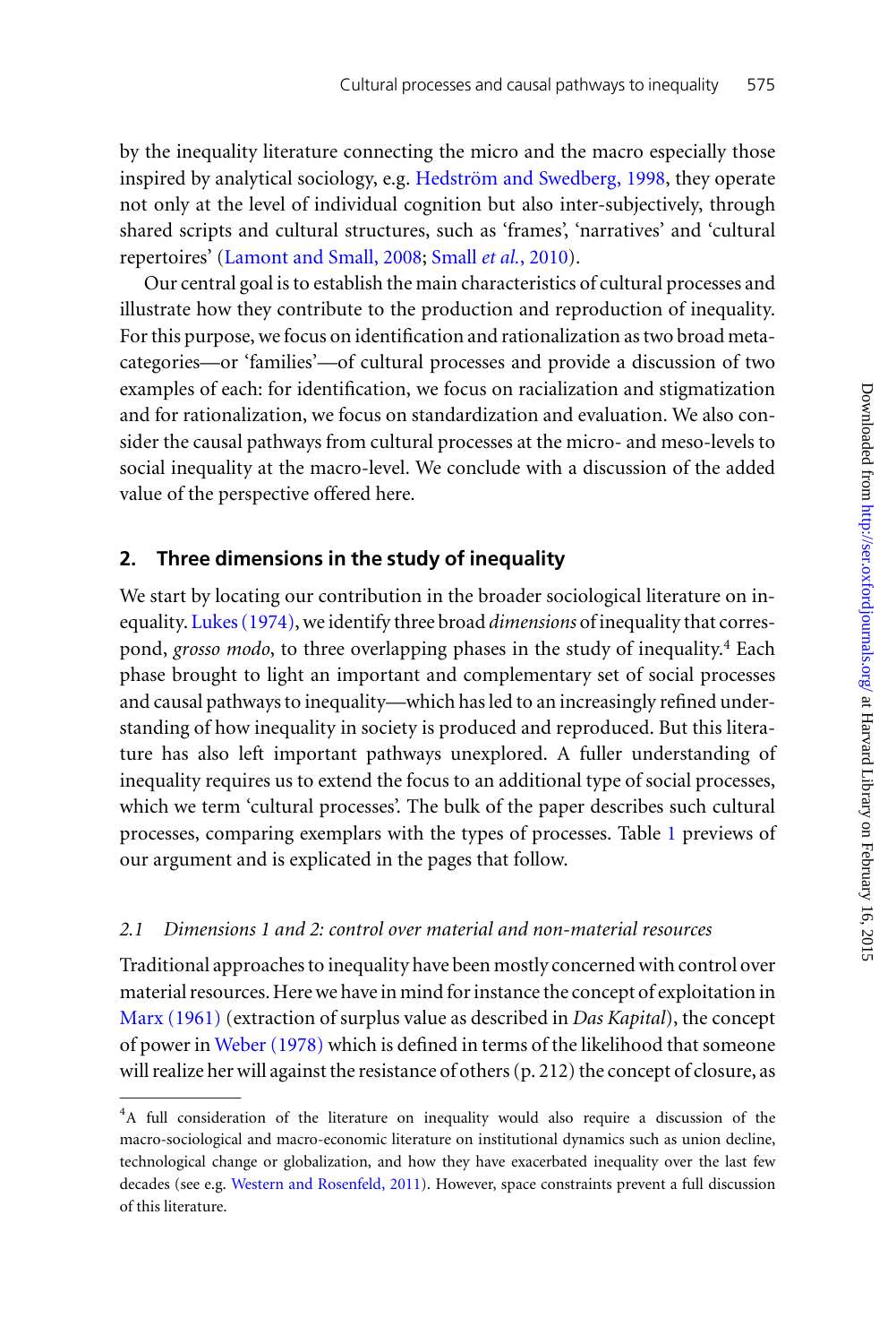by the inequality literature connecting the micro and the macro especially those inspired by analytical sociology, e.g. Hedström and Swedberg, 1998, they operate not only at the level of individual cognition but also inter-subjectively, through shared scripts and cultural structures, such as 'frames', 'narratives' and 'cultural repertoires' (Lamont and Small, 2008; Small *et al.*, 2010).

Our central goal is to establish the main characteristics of cultural processes and illustrate how they contribute to the production and reproduction of inequality. For this purpose, we focus on identification and rationalization as two broad meta-categories—or 'families'—of cultural processes and provide a discussion of two examples of each: for identification, we focus on racialization and stigmatization and for rationalization, we focus on standardization and evaluation. We also consider the causal pathways from cultural processes at the micro- and meso-levels to social inequality at the macro-level. We conclude with a discussion of the added value of the perspective offered here.

## 2. Three dimensions in the study of inequality

We start by locating our contribution in the broader sociological literature on inequality. Lukes (1974), we identify three broad *dimensions* of inequality that correspond, *grosso modo*, to three overlapping phases in the study of inequality.[4] Each phase brought to light an important and complementary set of social processes and causal pathways to inequality—which has led to an increasingly refined understanding of how inequality in society is produced and reproduced. But this literature has also left important pathways unexplored. A fuller understanding of inequality requires us to extend the focus to an additional type of social processes, which we term 'cultural processes'. The bulk of the paper describes such cultural processes, comparing exemplars with the types of processes. Table 1 previews of our argument and is explicated in the pages that follow.

### *2.1 Dimensions 1 and 2: control over material and non-material resources*

Traditional approaches to inequality have been mostly concerned with control over material resources. Here we have in mind for instance the concept of exploitation in Marx (1961) (extraction of surplus value as described in *Das Kapital*), the concept of power in Weber (1978) which is defined in terms of the likelihood that someone will realize her will against the resistance of others (p. 212) the concept of closure, as

---

[4]A full consideration of the literature on inequality would also require a discussion of the macro-sociological and macro-economic literature on institutional dynamics such as union decline, technological change or globalization, and how they have exacerbated inequality over the last few decades (see e.g. Western and Rosenfeld, 2011). However, space constraints prevent a full discussion of this literature.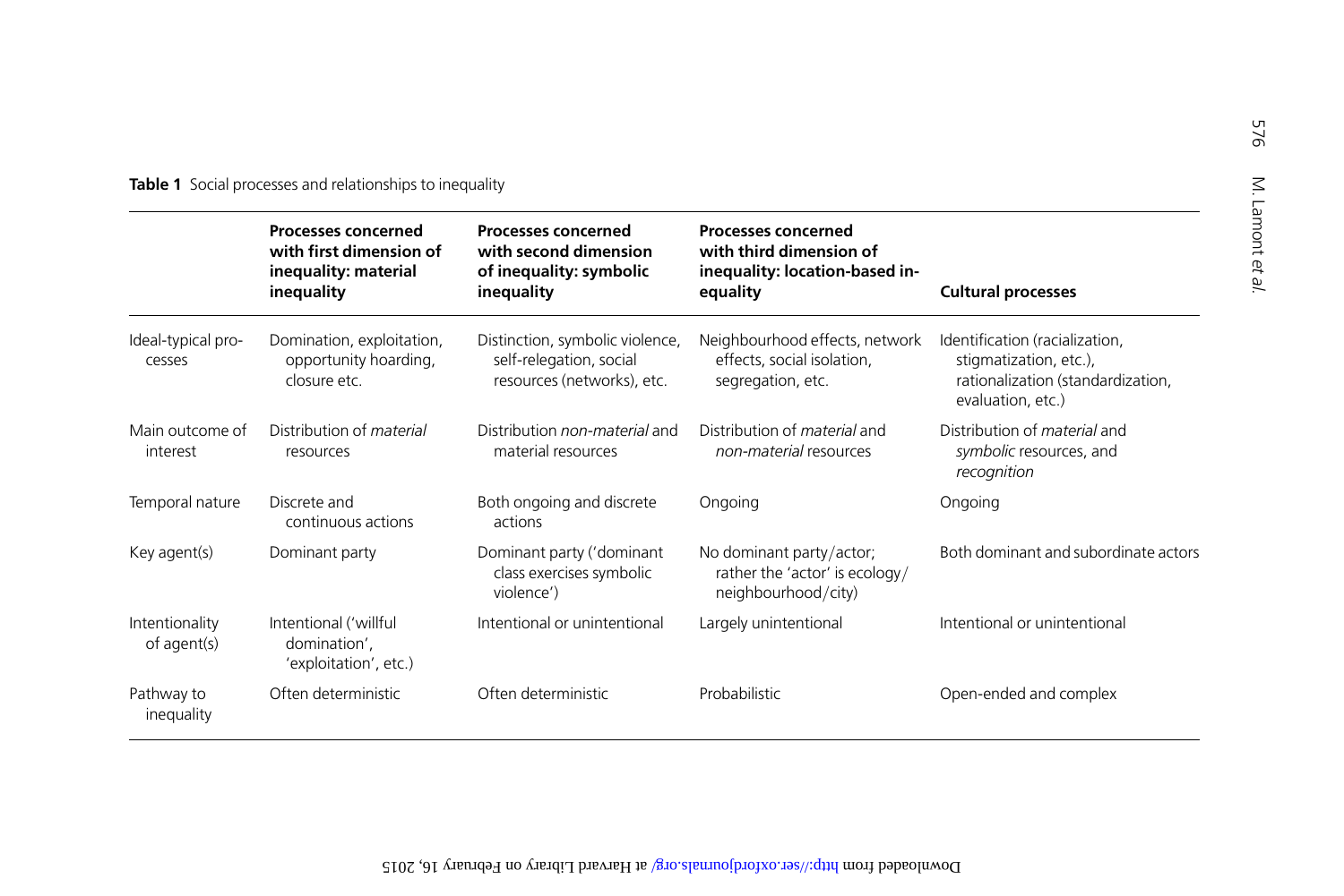**Table 1** Social processes and relationships to inequality

| | Processes concerned with first dimension of inequality: material inequality | Processes concerned with second dimension of inequality: symbolic inequality | Processes concerned with third dimension of inequality: location-based inequality | Cultural processes |
|---|---|---|---|---|
| Ideal-typical processes | Domination, exploitation, opportunity hoarding, closure etc. | Distinction, symbolic violence, self-relegation, social resources (networks), etc. | Neighbourhood effects, network effects, social isolation, segregation, etc. | Identification (racialization, stigmatization, etc.), rationalization (standardization, evaluation, etc.) |
| Main outcome of interest | Distribution of *material* resources | Distribution *non-material* and material resources | Distribution of *material* and *non-material* resources | Distribution of *material* and *symbolic* resources, and *recognition* |
| Temporal nature | Discrete and continuous actions | Both ongoing and discrete actions | Ongoing | Ongoing |
| Key agent(s) | Dominant party | Dominant party ('dominant class exercises symbolic violence') | No dominant party/actor; rather the 'actor' is ecology/neighbourhood/city) | Both dominant and subordinate actors |
| Intentionality of agent(s) | Intentional ('willful domination', 'exploitation', etc.) | Intentional or unintentional | Largely unintentional | Intentional or unintentional |
| Pathway to inequality | Often deterministic | Often deterministic | Probabilistic | Open-ended and complex |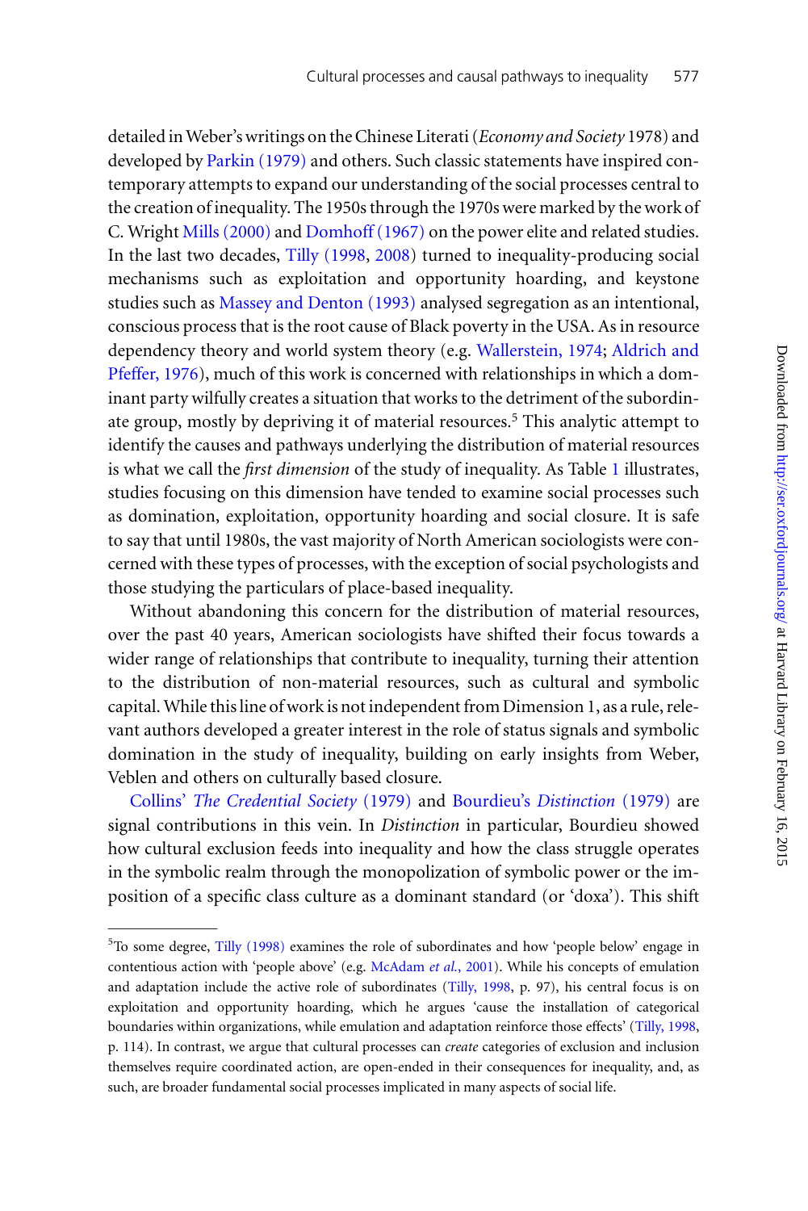detailed in Weber's writings on the Chinese Literati (*Economy and Society* 1978) and developed by Parkin (1979) and others. Such classic statements have inspired contemporary attempts to expand our understanding of the social processes central to the creation of inequality. The 1950s through the 1970s were marked by the work of C. Wright Mills (2000) and Domhoff (1967) on the power elite and related studies. In the last two decades, Tilly (1998, 2008) turned to inequality-producing social mechanisms such as exploitation and opportunity hoarding, and keystone studies such as Massey and Denton (1993) analysed segregation as an intentional, conscious process that is the root cause of Black poverty in the USA. As in resource dependency theory and world system theory (e.g. Wallerstein, 1974; Aldrich and Pfeffer, 1976), much of this work is concerned with relationships in which a dominant party wilfully creates a situation that works to the detriment of the subordinate group, mostly by depriving it of material resources.[5] This analytic attempt to identify the causes and pathways underlying the distribution of material resources is what we call the *first dimension* of the study of inequality. As Table 1 illustrates, studies focusing on this dimension have tended to examine social processes such as domination, exploitation, opportunity hoarding and social closure. It is safe to say that until 1980s, the vast majority of North American sociologists were concerned with these types of processes, with the exception of social psychologists and those studying the particulars of place-based inequality.

Without abandoning this concern for the distribution of material resources, over the past 40 years, American sociologists have shifted their focus towards a wider range of relationships that contribute to inequality, turning their attention to the distribution of non-material resources, such as cultural and symbolic capital. While this line of work is not independent from Dimension 1, as a rule, relevant authors developed a greater interest in the role of status signals and symbolic domination in the study of inequality, building on early insights from Weber, Veblen and others on culturally based closure.

Collins' *The Credential Society* (1979) and Bourdieu's *Distinction* (1979) are signal contributions in this vein. In *Distinction* in particular, Bourdieu showed how cultural exclusion feeds into inequality and how the class struggle operates in the symbolic realm through the monopolization of symbolic power or the imposition of a specific class culture as a dominant standard (or 'doxa'). This shift

---

[5]To some degree, Tilly (1998) examines the role of subordinates and how 'people below' engage in contentious action with 'people above' (e.g. McAdam *et al.*, 2001). While his concepts of emulation and adaptation include the active role of subordinates (Tilly, 1998, p. 97), his central focus is on exploitation and opportunity hoarding, which he argues 'cause the installation of categorical boundaries within organizations, while emulation and adaptation reinforce those effects' (Tilly, 1998, p. 114). In contrast, we argue that cultural processes can *create* categories of exclusion and inclusion themselves require coordinated action, are open-ended in their consequences for inequality, and, as such, are broader fundamental social processes implicated in many aspects of social life.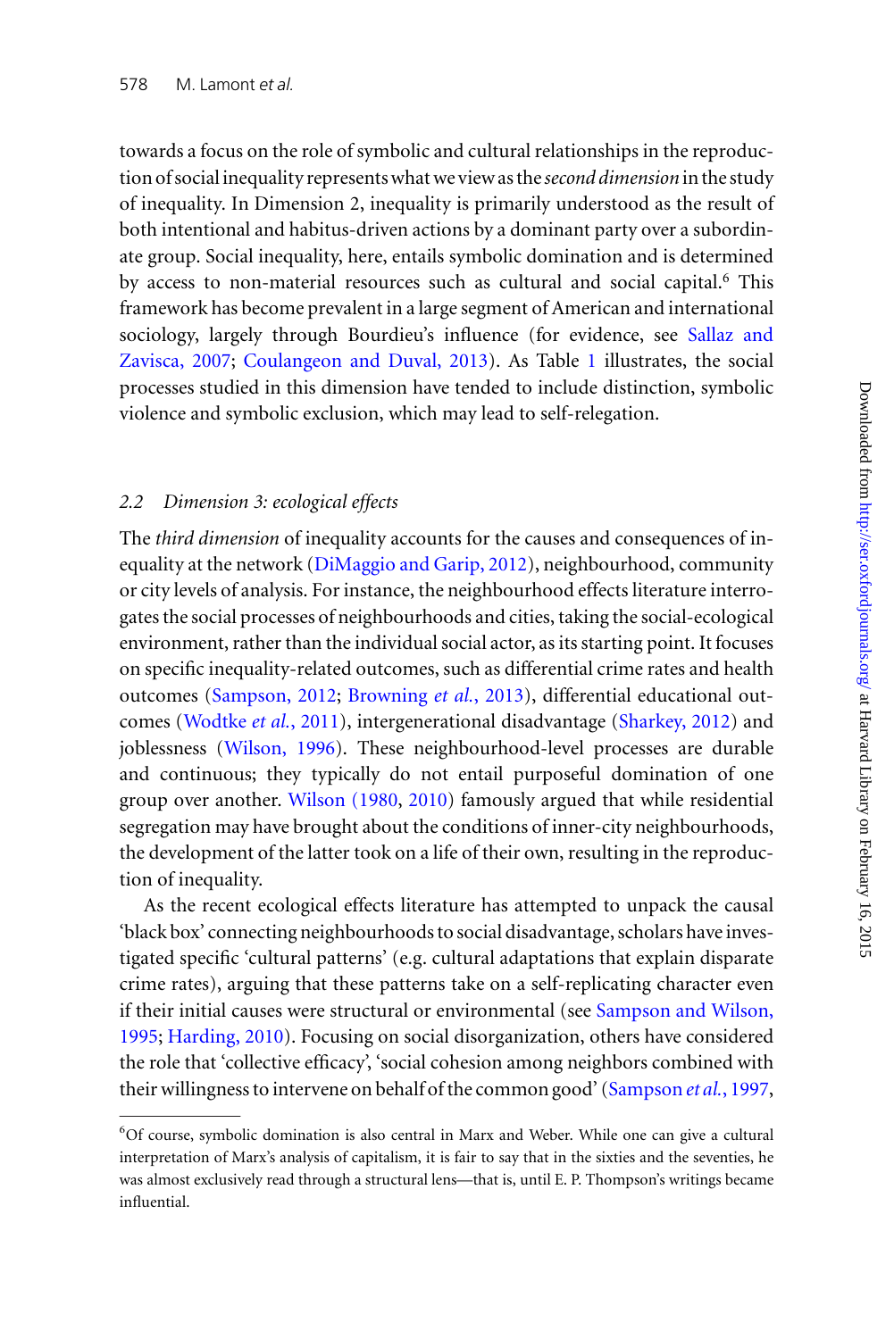towards a focus on the role of symbolic and cultural relationships in the reproduction of social inequality represents what we view as the *second dimension* in the study of inequality. In Dimension 2, inequality is primarily understood as the result of both intentional and habitus-driven actions by a dominant party over a subordinate group. Social inequality, here, entails symbolic domination and is determined by access to non-material resources such as cultural and social capital.[6] This framework has become prevalent in a large segment of American and international sociology, largely through Bourdieu's influence (for evidence, see Sallaz and Zavisca, 2007; Coulangeon and Duval, 2013). As Table 1 illustrates, the social processes studied in this dimension have tended to include distinction, symbolic violence and symbolic exclusion, which may lead to self-relegation.

### 2.2 *Dimension 3: ecological effects*

The *third dimension* of inequality accounts for the causes and consequences of inequality at the network (DiMaggio and Garip, 2012), neighbourhood, community or city levels of analysis. For instance, the neighbourhood effects literature interrogates the social processes of neighbourhoods and cities, taking the social-ecological environment, rather than the individual social actor, as its starting point. It focuses on specific inequality-related outcomes, such as differential crime rates and health outcomes (Sampson, 2012; Browning *et al.*, 2013), differential educational outcomes (Wodtke *et al.*, 2011), intergenerational disadvantage (Sharkey, 2012) and joblessness (Wilson, 1996). These neighbourhood-level processes are durable and continuous; they typically do not entail purposeful domination of one group over another. Wilson (1980, 2010) famously argued that while residential segregation may have brought about the conditions of inner-city neighbourhoods, the development of the latter took on a life of their own, resulting in the reproduction of inequality.

As the recent ecological effects literature has attempted to unpack the causal 'black box' connecting neighbourhoods to social disadvantage, scholars have investigated specific 'cultural patterns' (e.g. cultural adaptations that explain disparate crime rates), arguing that these patterns take on a self-replicating character even if their initial causes were structural or environmental (see Sampson and Wilson, 1995; Harding, 2010). Focusing on social disorganization, others have considered the role that 'collective efficacy', 'social cohesion among neighbors combined with their willingness to intervene on behalf of the common good' (Sampson *et al.*, 1997,

---

[6]Of course, symbolic domination is also central in Marx and Weber. While one can give a cultural interpretation of Marx's analysis of capitalism, it is fair to say that in the sixties and the seventies, he was almost exclusively read through a structural lens—that is, until E. P. Thompson's writings became influential.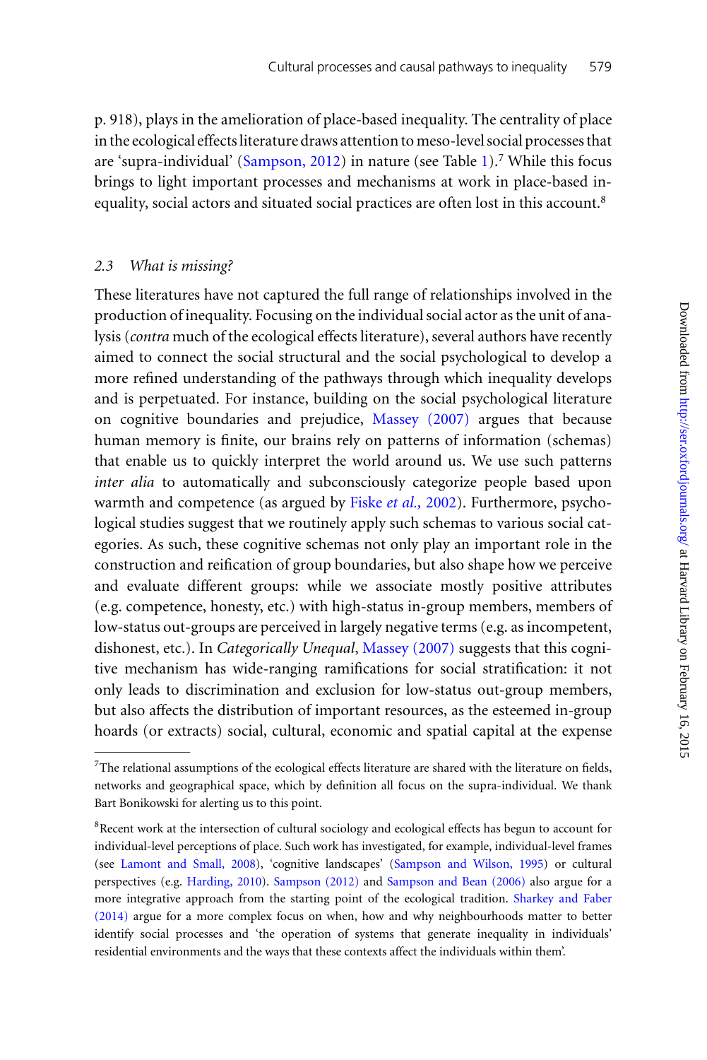p. 918), plays in the amelioration of place-based inequality. The centrality of place in the ecological effects literature draws attention to meso-level social processes that are 'supra-individual' (Sampson, 2012) in nature (see Table 1).[7] While this focus brings to light important processes and mechanisms at work in place-based inequality, social actors and situated social practices are often lost in this account.[8]

### 2.3 *What is missing?*

These literatures have not captured the full range of relationships involved in the production of inequality. Focusing on the individual social actor as the unit of analysis (*contra* much of the ecological effects literature), several authors have recently aimed to connect the social structural and the social psychological to develop a more refined understanding of the pathways through which inequality develops and is perpetuated. For instance, building on the social psychological literature on cognitive boundaries and prejudice, Massey (2007) argues that because human memory is finite, our brains rely on patterns of information (schemas) that enable us to quickly interpret the world around us. We use such patterns *inter alia* to automatically and subconsciously categorize people based upon warmth and competence (as argued by Fiske *et al.*, 2002). Furthermore, psychological studies suggest that we routinely apply such schemas to various social categories. As such, these cognitive schemas not only play an important role in the construction and reification of group boundaries, but also shape how we perceive and evaluate different groups: while we associate mostly positive attributes (e.g. competence, honesty, etc.) with high-status in-group members, members of low-status out-groups are perceived in largely negative terms (e.g. as incompetent, dishonest, etc.). In *Categorically Unequal*, Massey (2007) suggests that this cognitive mechanism has wide-ranging ramifications for social stratification: it not only leads to discrimination and exclusion for low-status out-group members, but also affects the distribution of important resources, as the esteemed in-group hoards (or extracts) social, cultural, economic and spatial capital at the expense

---

[7]The relational assumptions of the ecological effects literature are shared with the literature on fields, networks and geographical space, which by definition all focus on the supra-individual. We thank Bart Bonikowski for alerting us to this point.

[8]Recent work at the intersection of cultural sociology and ecological effects has begun to account for individual-level perceptions of place. Such work has investigated, for example, individual-level frames (see Lamont and Small, 2008), 'cognitive landscapes' (Sampson and Wilson, 1995) or cultural perspectives (e.g. Harding, 2010). Sampson (2012) and Sampson and Bean (2006) also argue for a more integrative approach from the starting point of the ecological tradition. Sharkey and Faber (2014) argue for a more complex focus on when, how and why neighbourhoods matter to better identify social processes and 'the operation of systems that generate inequality in individuals' residential environments and the ways that these contexts affect the individuals within them'.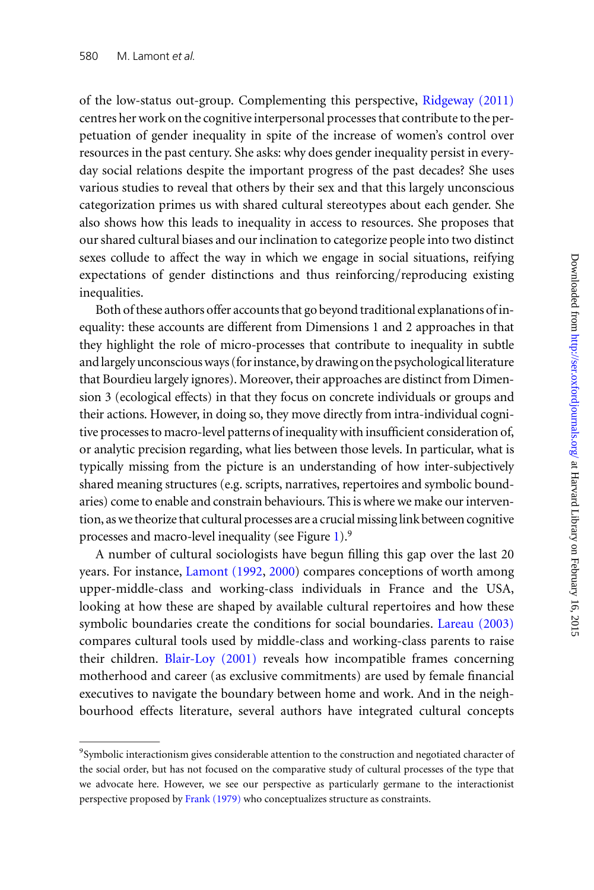of the low-status out-group. Complementing this perspective, Ridgeway (2011) centres her work on the cognitive interpersonal processes that contribute to the perpetuation of gender inequality in spite of the increase of women's control over resources in the past century. She asks: why does gender inequality persist in everyday social relations despite the important progress of the past decades? She uses various studies to reveal that others by their sex and that this largely unconscious categorization primes us with shared cultural stereotypes about each gender. She also shows how this leads to inequality in access to resources. She proposes that our shared cultural biases and our inclination to categorize people into two distinct sexes collude to affect the way in which we engage in social situations, reifying expectations of gender distinctions and thus reinforcing/reproducing existing inequalities.

Both of these authors offer accounts that go beyond traditional explanations of inequality: these accounts are different from Dimensions 1 and 2 approaches in that they highlight the role of micro-processes that contribute to inequality in subtle and largely unconscious ways (for instance, by drawing on the psychological literature that Bourdieu largely ignores). Moreover, their approaches are distinct from Dimension 3 (ecological effects) in that they focus on concrete individuals or groups and their actions. However, in doing so, they move directly from intra-individual cognitive processes to macro-level patterns of inequality with insufficient consideration of, or analytic precision regarding, what lies between those levels. In particular, what is typically missing from the picture is an understanding of how inter-subjectively shared meaning structures (e.g. scripts, narratives, repertoires and symbolic boundaries) come to enable and constrain behaviours. This is where we make our intervention, as we theorize that cultural processes are a crucial missing link between cognitive processes and macro-level inequality (see Figure 1).[9]

A number of cultural sociologists have begun filling this gap over the last 20 years. For instance, Lamont (1992, 2000) compares conceptions of worth among upper-middle-class and working-class individuals in France and the USA, looking at how these are shaped by available cultural repertoires and how these symbolic boundaries create the conditions for social boundaries. Lareau (2003) compares cultural tools used by middle-class and working-class parents to raise their children. Blair-Loy (2001) reveals how incompatible frames concerning motherhood and career (as exclusive commitments) are used by female financial executives to navigate the boundary between home and work. And in the neighbourhood effects literature, several authors have integrated cultural concepts

---

[9] Symbolic interactionism gives considerable attention to the construction and negotiated character of the social order, but has not focused on the comparative study of cultural processes of the type that we advocate here. However, we see our perspective as particularly germane to the interactionist perspective proposed by Frank (1979) who conceptualizes structure as constraints.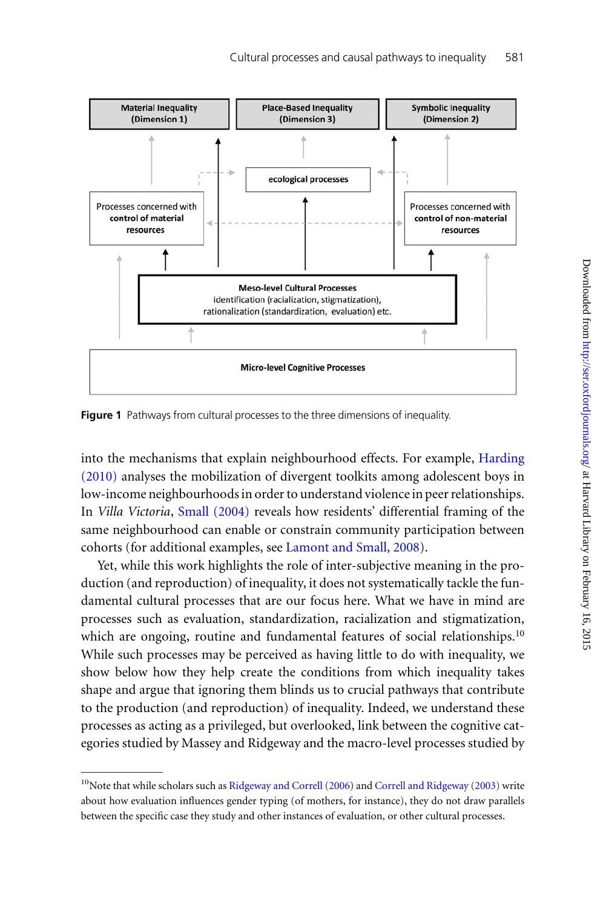Material Inequality (Dimension 1)

Place-Based Inequality (Dimension 3)

Symbolic Inequality (Dimension 2)

ecological processes

Processes concerned with control of material resources

Processes concerned with control of non-material resources

Meso-level Cultural Processes
identification (racialization, stigmatization), rationalization (standardization, evaluation) etc.

Micro-level Cognitive Processes

**Figure 1** Pathways from cultural processes to the three dimensions of inequality.

into the mechanisms that explain neighbourhood effects. For example, Harding (2010) analyses the mobilization of divergent toolkits among adolescent boys in low-income neighbourhoods in order to understand violence in peer relationships. In *Villa Victoria*, Small (2004) reveals how residents' differential framing of the same neighbourhood can enable or constrain community participation between cohorts (for additional examples, see Lamont and Small, 2008).

Yet, while this work highlights the role of inter-subjective meaning in the production (and reproduction) of inequality, it does not systematically tackle the fundamental cultural processes that are our focus here. What we have in mind are processes such as evaluation, standardization, racialization and stigmatization, which are ongoing, routine and fundamental features of social relationships.[10] While such processes may be perceived as having little to do with inequality, we show below how they help create the conditions from which inequality takes shape and argue that ignoring them blinds us to crucial pathways that contribute to the production (and reproduction) of inequality. Indeed, we understand these processes as acting as a privileged, but overlooked, link between the cognitive categories studied by Massey and Ridgeway and the macro-level processes studied by

[10] Note that while scholars such as Ridgeway and Correll (2006) and Correll and Ridgeway (2003) write about how evaluation influences gender typing (of mothers, for instance), they do not draw parallels between the specific case they study and other instances of evaluation, or other cultural processes.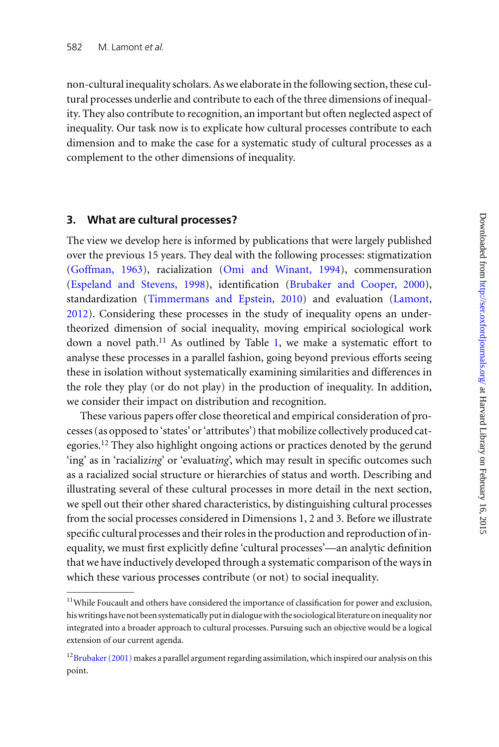non-cultural inequality scholars. As we elaborate in the following section, these cultural processes underlie and contribute to each of the three dimensions of inequality. They also contribute to recognition, an important but often neglected aspect of inequality. Our task now is to explicate how cultural processes contribute to each dimension and to make the case for a systematic study of cultural processes as a complement to the other dimensions of inequality.

## 3. What are cultural processes?

The view we develop here is informed by publications that were largely published over the previous 15 years. They deal with the following processes: stigmatization (Goffman, 1963), racialization (Omi and Winant, 1994), commensuration (Espeland and Stevens, 1998), identification (Brubaker and Cooper, 2000), standardization (Timmermans and Epstein, 2010) and evaluation (Lamont, 2012). Considering these processes in the study of inequality opens an under-theorized dimension of social inequality, moving empirical sociological work down a novel path.[11] As outlined by Table 1, we make a systematic effort to analyse these processes in a parallel fashion, going beyond previous efforts seeing these in isolation without systematically examining similarities and differences in the role they play (or do not play) in the production of inequality. In addition, we consider their impact on distribution and recognition.

These various papers offer close theoretical and empirical consideration of processes (as opposed to 'states' or 'attributes') that mobilize collectively produced categories.[12] They also highlight ongoing actions or practices denoted by the gerund 'ing' as in 'racializ*ing*' or 'evaluat*ing*', which may result in specific outcomes such as a racialized social structure or hierarchies of status and worth. Describing and illustrating several of these cultural processes in more detail in the next section, we spell out their other shared characteristics, by distinguishing cultural processes from the social processes considered in Dimensions 1, 2 and 3. Before we illustrate specific cultural processes and their roles in the production and reproduction of inequality, we must first explicitly define 'cultural processes'—an analytic definition that we have inductively developed through a systematic comparison of the ways in which these various processes contribute (or not) to social inequality.

[11] While Foucault and others have considered the importance of classification for power and exclusion, his writings have not been systematically put in dialogue with the sociological literature on inequality nor integrated into a broader approach to cultural processes. Pursuing such an objective would be a logical extension of our current agenda.

[12] Brubaker (2001) makes a parallel argument regarding assimilation, which inspired our analysis on this point.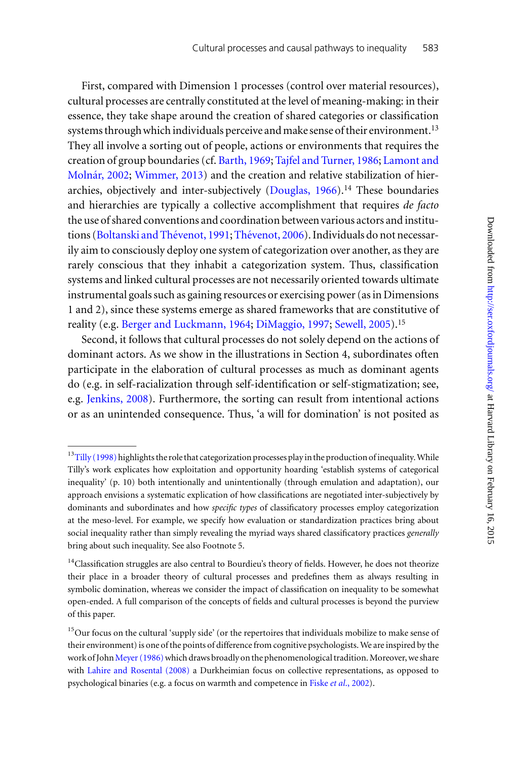First, compared with Dimension 1 processes (control over material resources), cultural processes are centrally constituted at the level of meaning-making: in their essence, they take shape around the creation of shared categories or classification systems through which individuals perceive and make sense of their environment.[13] They all involve a sorting out of people, actions or environments that requires the creation of group boundaries (cf. Barth, 1969; Tajfel and Turner, 1986; Lamont and Molnár, 2002; Wimmer, 2013) and the creation and relative stabilization of hierarchies, objectively and inter-subjectively (Douglas, 1966).[14] These boundaries and hierarchies are typically a collective accomplishment that requires *de facto* the use of shared conventions and coordination between various actors and institutions (Boltanski and Thévenot, 1991; Thévenot, 2006). Individuals do not necessarily aim to consciously deploy one system of categorization over another, as they are rarely conscious that they inhabit a categorization system. Thus, classification systems and linked cultural processes are not necessarily oriented towards ultimate instrumental goals such as gaining resources or exercising power (as in Dimensions 1 and 2), since these systems emerge as shared frameworks that are constitutive of reality (e.g. Berger and Luckmann, 1964; DiMaggio, 1997; Sewell, 2005).[15]

Second, it follows that cultural processes do not solely depend on the actions of dominant actors. As we show in the illustrations in Section 4, subordinates often participate in the elaboration of cultural processes as much as dominant agents do (e.g. in self-racialization through self-identification or self-stigmatization; see, e.g. Jenkins, 2008). Furthermore, the sorting can result from intentional actions or as an unintended consequence. Thus, 'a will for domination' is not posited as

---

[13] Tilly (1998) highlights the role that categorization processes play in the production of inequality. While Tilly's work explicates how exploitation and opportunity hoarding 'establish systems of categorical inequality' (p. 10) both intentionally and unintentionally (through emulation and adaptation), our approach envisions a systematic explication of how classifications are negotiated inter-subjectively by dominants and subordinates and how *specific types* of classificatory processes employ categorization at the meso-level. For example, we specify how evaluation or standardization practices bring about social inequality rather than simply revealing the myriad ways shared classificatory practices *generally* bring about such inequality. See also Footnote 5.

[14] Classification struggles are also central to Bourdieu's theory of fields. However, he does not theorize their place in a broader theory of cultural processes and predefines them as always resulting in symbolic domination, whereas we consider the impact of classification on inequality to be somewhat open-ended. A full comparison of the concepts of fields and cultural processes is beyond the purview of this paper.

[15] Our focus on the cultural 'supply side' (or the repertoires that individuals mobilize to make sense of their environment) is one of the points of difference from cognitive psychologists. We are inspired by the work of John Meyer (1986) which draws broadly on the phenomenological tradition. Moreover, we share with Lahire and Rosental (2008) a Durkheimian focus on collective representations, as opposed to psychological binaries (e.g. a focus on warmth and competence in Fiske *et al*., 2002).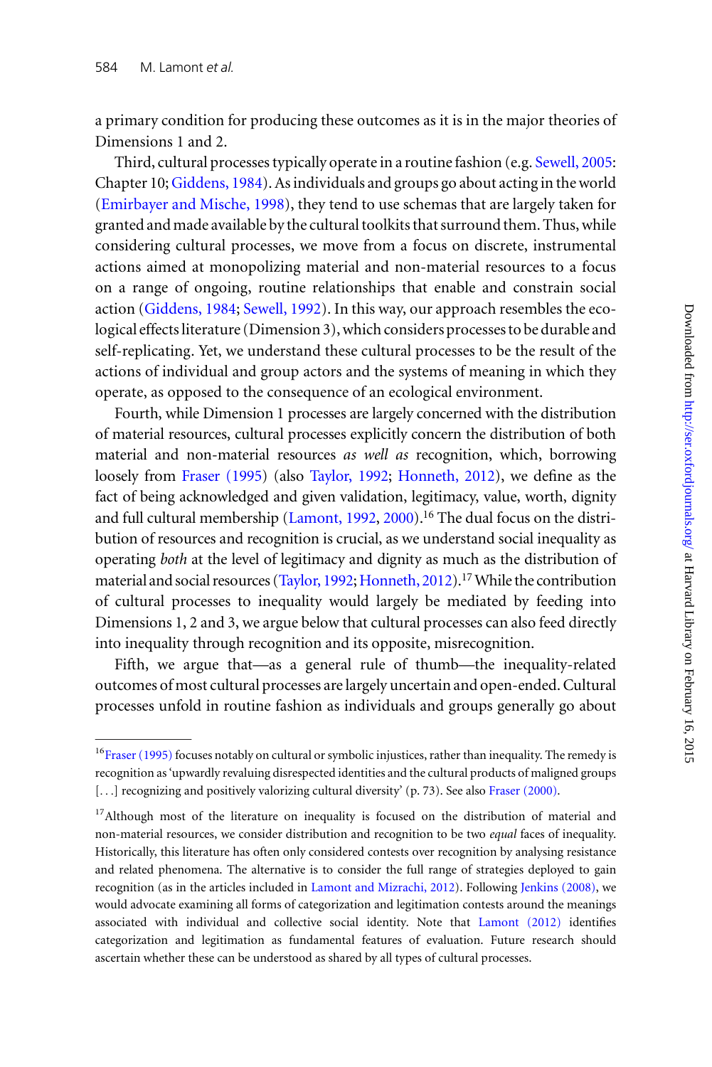a primary condition for producing these outcomes as it is in the major theories of Dimensions 1 and 2.

Third, cultural processes typically operate in a routine fashion (e.g. Sewell, 2005: Chapter 10; Giddens, 1984). As individuals and groups go about acting in the world (Emirbayer and Mische, 1998), they tend to use schemas that are largely taken for granted and made available by the cultural toolkits that surround them. Thus, while considering cultural processes, we move from a focus on discrete, instrumental actions aimed at monopolizing material and non-material resources to a focus on a range of ongoing, routine relationships that enable and constrain social action (Giddens, 1984; Sewell, 1992). In this way, our approach resembles the ecological effects literature (Dimension 3), which considers processes to be durable and self-replicating. Yet, we understand these cultural processes to be the result of the actions of individual and group actors and the systems of meaning in which they operate, as opposed to the consequence of an ecological environment.

Fourth, while Dimension 1 processes are largely concerned with the distribution of material resources, cultural processes explicitly concern the distribution of both material and non-material resources *as well as* recognition, which, borrowing loosely from Fraser (1995) (also Taylor, 1992; Honneth, 2012), we define as the fact of being acknowledged and given validation, legitimacy, value, worth, dignity and full cultural membership (Lamont, 1992, 2000).[16] The dual focus on the distribution of resources and recognition is crucial, as we understand social inequality as operating *both* at the level of legitimacy and dignity as much as the distribution of material and social resources (Taylor, 1992; Honneth, 2012).[17] While the contribution of cultural processes to inequality would largely be mediated by feeding into Dimensions 1, 2 and 3, we argue below that cultural processes can also feed directly into inequality through recognition and its opposite, misrecognition.

Fifth, we argue that—as a general rule of thumb—the inequality-related outcomes of most cultural processes are largely uncertain and open-ended. Cultural processes unfold in routine fashion as individuals and groups generally go about

---

[16] Fraser (1995) focuses notably on cultural or symbolic injustices, rather than inequality. The remedy is recognition as 'upwardly revaluing disrespected identities and the cultural products of maligned groups [...] recognizing and positively valorizing cultural diversity' (p. 73). See also Fraser (2000).

[17] Although most of the literature on inequality is focused on the distribution of material and non-material resources, we consider distribution and recognition to be two *equal* faces of inequality. Historically, this literature has often only considered contests over recognition by analysing resistance and related phenomena. The alternative is to consider the full range of strategies deployed to gain recognition (as in the articles included in Lamont and Mizrachi, 2012). Following Jenkins (2008), we would advocate examining all forms of categorization and legitimation contests around the meanings associated with individual and collective social identity. Note that Lamont (2012) identifies categorization and legitimation as fundamental features of evaluation. Future research should ascertain whether these can be understood as shared by all types of cultural processes.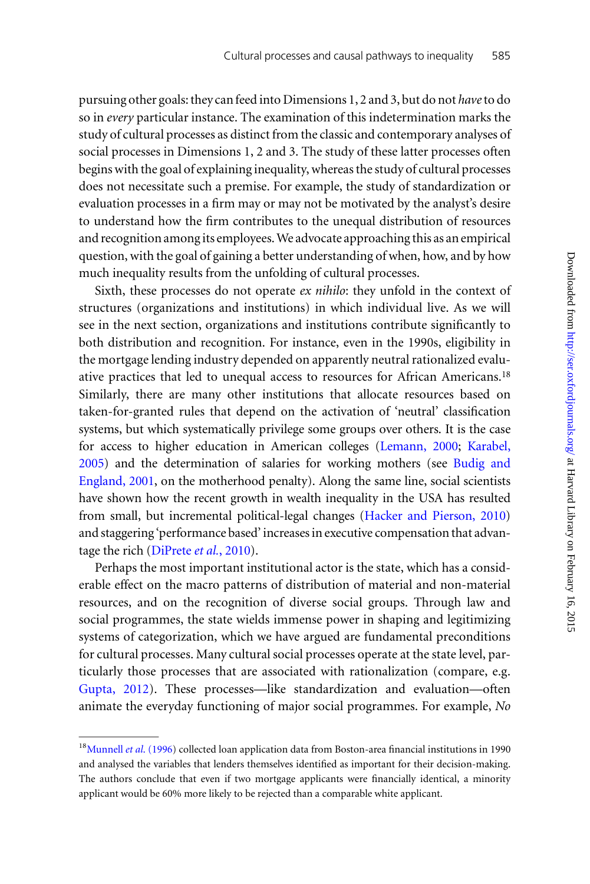pursuing other goals: they can feed into Dimensions 1, 2 and 3, but do not *have* to do so in *every* particular instance. The examination of this indetermination marks the study of cultural processes as distinct from the classic and contemporary analyses of social processes in Dimensions 1, 2 and 3. The study of these latter processes often begins with the goal of explaining inequality, whereas the study of cultural processes does not necessitate such a premise. For example, the study of standardization or evaluation processes in a firm may or may not be motivated by the analyst's desire to understand how the firm contributes to the unequal distribution of resources and recognition among its employees. We advocate approaching this as an empirical question, with the goal of gaining a better understanding of when, how, and by how much inequality results from the unfolding of cultural processes.

Sixth, these processes do not operate *ex nihilo*: they unfold in the context of structures (organizations and institutions) in which individual live. As we will see in the next section, organizations and institutions contribute significantly to both distribution and recognition. For instance, even in the 1990s, eligibility in the mortgage lending industry depended on apparently neutral rationalized evaluative practices that led to unequal access to resources for African Americans.[18] Similarly, there are many other institutions that allocate resources based on taken-for-granted rules that depend on the activation of 'neutral' classification systems, but which systematically privilege some groups over others. It is the case for access to higher education in American colleges (Lemann, 2000; Karabel, 2005) and the determination of salaries for working mothers (see Budig and England, 2001, on the motherhood penalty). Along the same line, social scientists have shown how the recent growth in wealth inequality in the USA has resulted from small, but incremental political-legal changes (Hacker and Pierson, 2010) and staggering 'performance based' increases in executive compensation that advantage the rich (DiPrete *et al.*, 2010).

Perhaps the most important institutional actor is the state, which has a considerable effect on the macro patterns of distribution of material and non-material resources, and on the recognition of diverse social groups. Through law and social programmes, the state wields immense power in shaping and legitimizing systems of categorization, which we have argued are fundamental preconditions for cultural processes. Many cultural social processes operate at the state level, particularly those processes that are associated with rationalization (compare, e.g. Gupta, 2012). These processes—like standardization and evaluation—often animate the everyday functioning of major social programmes. For example, *No*

[18] Munnell *et al.* (1996) collected loan application data from Boston-area financial institutions in 1990 and analysed the variables that lenders themselves identified as important for their decision-making. The authors conclude that even if two mortgage applicants were financially identical, a minority applicant would be 60% more likely to be rejected than a comparable white applicant.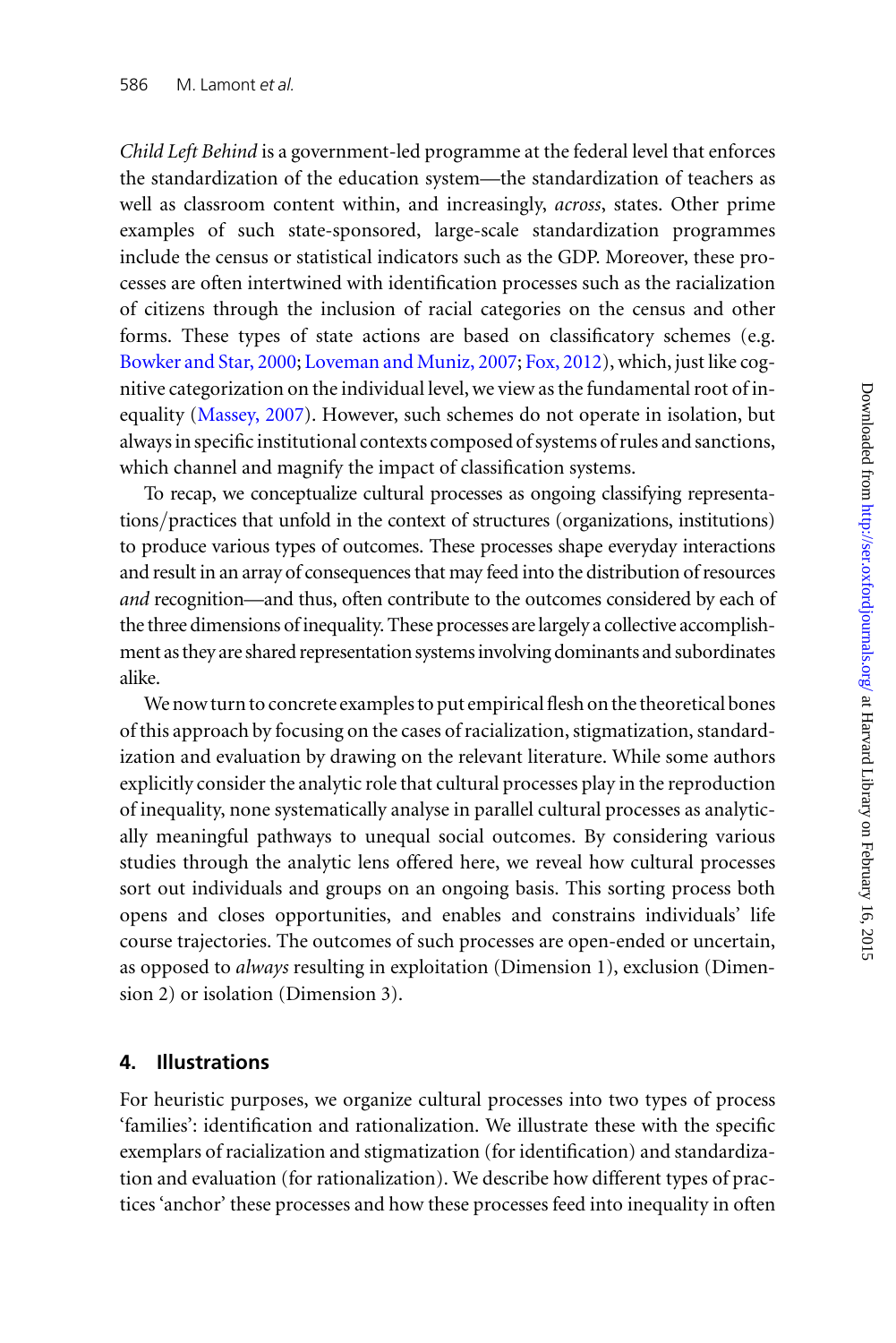*Child Left Behind* is a government-led programme at the federal level that enforces the standardization of the education system—the standardization of teachers as well as classroom content within, and increasingly, *across*, states. Other prime examples of such state-sponsored, large-scale standardization programmes include the census or statistical indicators such as the GDP. Moreover, these processes are often intertwined with identification processes such as the racialization of citizens through the inclusion of racial categories on the census and other forms. These types of state actions are based on classificatory schemes (e.g. Bowker and Star, 2000; Loveman and Muniz, 2007; Fox, 2012), which, just like cognitive categorization on the individual level, we view as the fundamental root of inequality (Massey, 2007). However, such schemes do not operate in isolation, but always in specific institutional contexts composed of systems of rules and sanctions, which channel and magnify the impact of classification systems.

To recap, we conceptualize cultural processes as ongoing classifying representations/practices that unfold in the context of structures (organizations, institutions) to produce various types of outcomes. These processes shape everyday interactions and result in an array of consequences that may feed into the distribution of resources *and* recognition—and thus, often contribute to the outcomes considered by each of the three dimensions of inequality. These processes are largely a collective accomplishment as they are shared representation systems involving dominants and subordinates alike.

We now turn to concrete examples to put empirical flesh on the theoretical bones of this approach by focusing on the cases of racialization, stigmatization, standardization and evaluation by drawing on the relevant literature. While some authors explicitly consider the analytic role that cultural processes play in the reproduction of inequality, none systematically analyse in parallel cultural processes as analytically meaningful pathways to unequal social outcomes. By considering various studies through the analytic lens offered here, we reveal how cultural processes sort out individuals and groups on an ongoing basis. This sorting process both opens and closes opportunities, and enables and constrains individuals' life course trajectories. The outcomes of such processes are open-ended or uncertain, as opposed to *always* resulting in exploitation (Dimension 1), exclusion (Dimension 2) or isolation (Dimension 3).

## 4. Illustrations

For heuristic purposes, we organize cultural processes into two types of process 'families': identification and rationalization. We illustrate these with the specific exemplars of racialization and stigmatization (for identification) and standardization and evaluation (for rationalization). We describe how different types of practices 'anchor' these processes and how these processes feed into inequality in often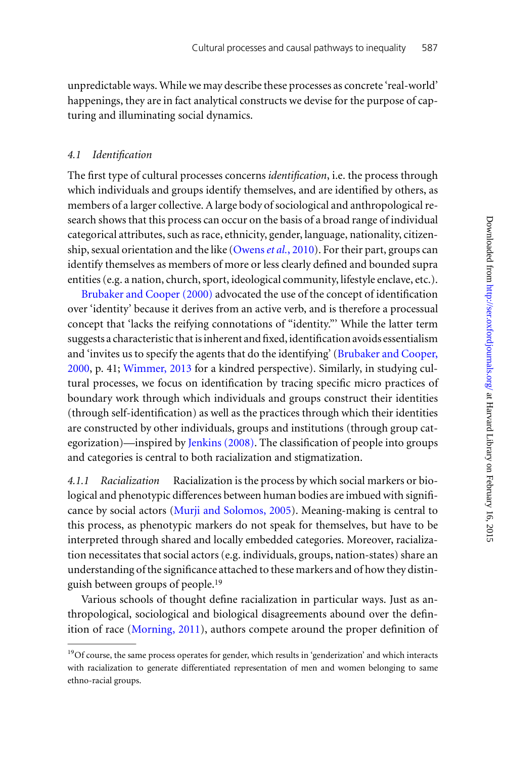unpredictable ways. While we may describe these processes as concrete 'real-world' happenings, they are in fact analytical constructs we devise for the purpose of capturing and illuminating social dynamics.

### 4.1 *Identification*

The first type of cultural processes concerns *identification*, i.e. the process through which individuals and groups identify themselves, and are identified by others, as members of a larger collective. A large body of sociological and anthropological research shows that this process can occur on the basis of a broad range of individual categorical attributes, such as race, ethnicity, gender, language, nationality, citizenship, sexual orientation and the like (Owens *et al.*, 2010). For their part, groups can identify themselves as members of more or less clearly defined and bounded supra entities (e.g. a nation, church, sport, ideological community, lifestyle enclave, etc.).

Brubaker and Cooper (2000) advocated the use of the concept of identification over 'identity' because it derives from an active verb, and is therefore a processual concept that 'lacks the reifying connotations of "identity."' While the latter term suggests a characteristic that is inherent and fixed, identification avoids essentialism and 'invites us to specify the agents that do the identifying' (Brubaker and Cooper, 2000, p. 41; Wimmer, 2013 for a kindred perspective). Similarly, in studying cultural processes, we focus on identification by tracing specific micro practices of boundary work through which individuals and groups construct their identities (through self-identification) as well as the practices through which their identities are constructed by other individuals, groups and institutions (through group categorization)—inspired by Jenkins (2008). The classification of people into groups and categories is central to both racialization and stigmatization.

*4.1.1 Racialization* Racialization is the process by which social markers or biological and phenotypic differences between human bodies are imbued with significance by social actors (Murji and Solomos, 2005). Meaning-making is central to this process, as phenotypic markers do not speak for themselves, but have to be interpreted through shared and locally embedded categories. Moreover, racialization necessitates that social actors (e.g. individuals, groups, nation-states) share an understanding of the significance attached to these markers and of how they distinguish between groups of people.[19]

Various schools of thought define racialization in particular ways. Just as anthropological, sociological and biological disagreements abound over the definition of race (Morning, 2011), authors compete around the proper definition of

[19] Of course, the same process operates for gender, which results in 'genderization' and which interacts with racialization to generate differentiated representation of men and women belonging to same ethno-racial groups.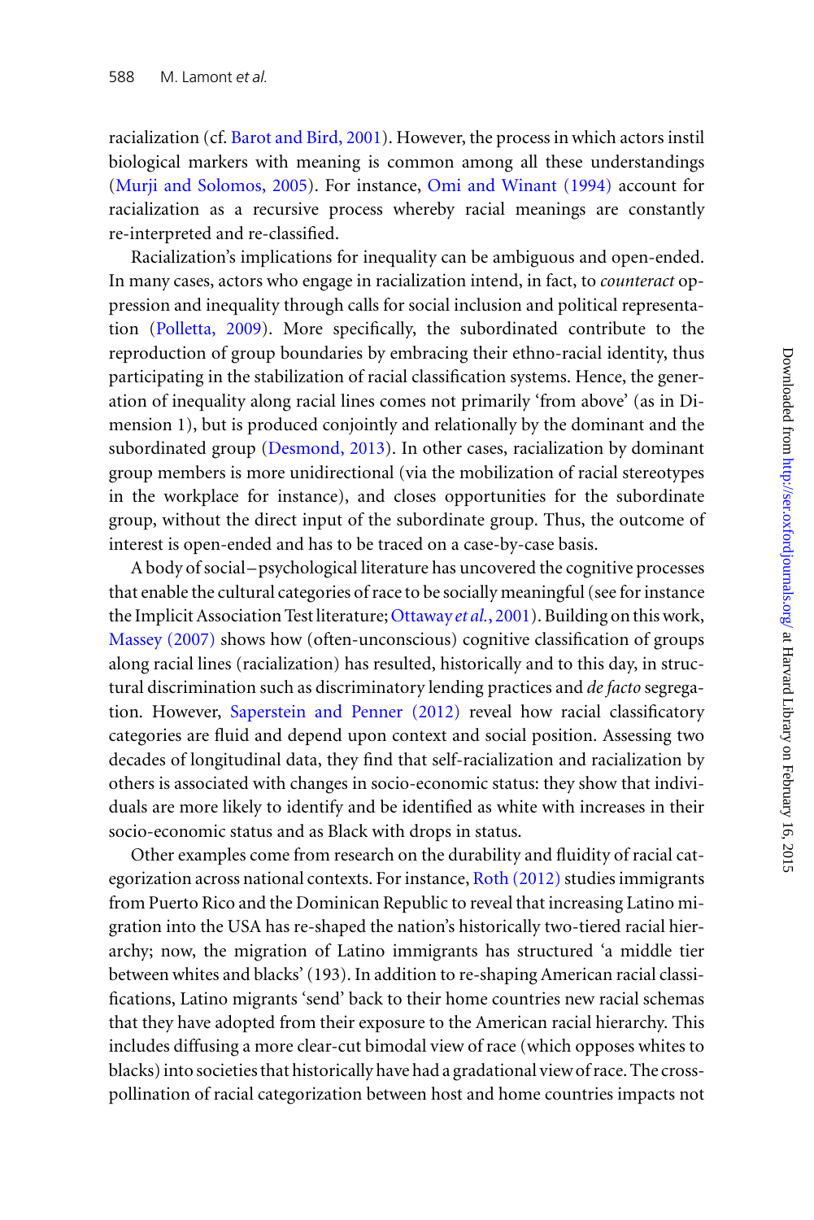racialization (cf. Barot and Bird, 2001). However, the process in which actors instil biological markers with meaning is common among all these understandings (Murji and Solomos, 2005). For instance, Omi and Winant (1994) account for racialization as a recursive process whereby racial meanings are constantly re-interpreted and re-classified.

Racialization's implications for inequality can be ambiguous and open-ended. In many cases, actors who engage in racialization intend, in fact, to *counteract* oppression and inequality through calls for social inclusion and political representation (Polletta, 2009). More specifically, the subordinated contribute to the reproduction of group boundaries by embracing their ethno-racial identity, thus participating in the stabilization of racial classification systems. Hence, the generation of inequality along racial lines comes not primarily 'from above' (as in Dimension 1), but is produced conjointly and relationally by the dominant and the subordinated group (Desmond, 2013). In other cases, racialization by dominant group members is more unidirectional (via the mobilization of racial stereotypes in the workplace for instance), and closes opportunities for the subordinate group, without the direct input of the subordinate group. Thus, the outcome of interest is open-ended and has to be traced on a case-by-case basis.

A body of social–psychological literature has uncovered the cognitive processes that enable the cultural categories of race to be socially meaningful (see for instance the Implicit Association Test literature; Ottaway *et al.*, 2001). Building on this work, Massey (2007) shows how (often-unconscious) cognitive classification of groups along racial lines (racialization) has resulted, historically and to this day, in structural discrimination such as discriminatory lending practices and *de facto* segregation. However, Saperstein and Penner (2012) reveal how racial classificatory categories are fluid and depend upon context and social position. Assessing two decades of longitudinal data, they find that self-racialization and racialization by others is associated with changes in socio-economic status: they show that individuals are more likely to identify and be identified as white with increases in their socio-economic status and as Black with drops in status.

Other examples come from research on the durability and fluidity of racial categorization across national contexts. For instance, Roth (2012) studies immigrants from Puerto Rico and the Dominican Republic to reveal that increasing Latino migration into the USA has re-shaped the nation's historically two-tiered racial hierarchy; now, the migration of Latino immigrants has structured 'a middle tier between whites and blacks' (193). In addition to re-shaping American racial classifications, Latino migrants 'send' back to their home countries new racial schemas that they have adopted from their exposure to the American racial hierarchy. This includes diffusing a more clear-cut bimodal view of race (which opposes whites to blacks) into societies that historically have had a gradational view of race. The cross-pollination of racial categorization between host and home countries impacts not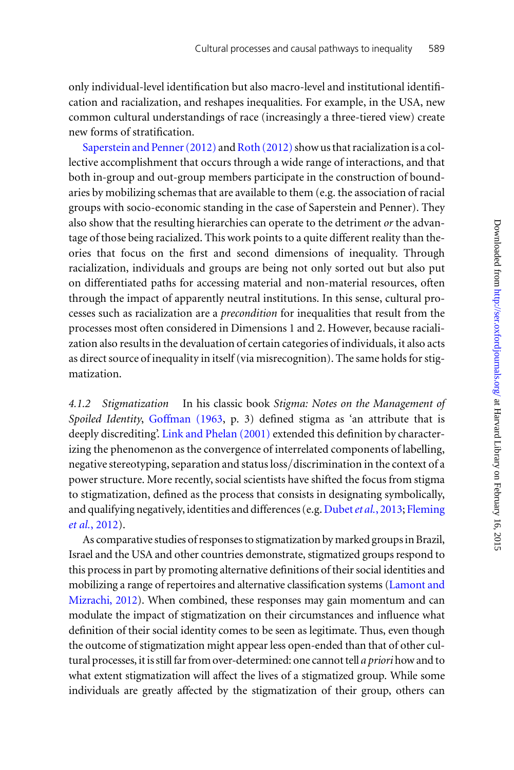only individual-level identification but also macro-level and institutional identification and racialization, and reshapes inequalities. For example, in the USA, new common cultural understandings of race (increasingly a three-tiered view) create new forms of stratification.

Saperstein and Penner (2012) and Roth (2012) show us that racialization is a collective accomplishment that occurs through a wide range of interactions, and that both in-group and out-group members participate in the construction of boundaries by mobilizing schemas that are available to them (e.g. the association of racial groups with socio-economic standing in the case of Saperstein and Penner). They also show that the resulting hierarchies can operate to the detriment *or* the advantage of those being racialized. This work points to a quite different reality than theories that focus on the first and second dimensions of inequality. Through racialization, individuals and groups are being not only sorted out but also put on differentiated paths for accessing material and non-material resources, often through the impact of apparently neutral institutions. In this sense, cultural processes such as racialization are a *precondition* for inequalities that result from the processes most often considered in Dimensions 1 and 2. However, because racialization also results in the devaluation of certain categories of individuals, it also acts as direct source of inequality in itself (via misrecognition). The same holds for stigmatization.

*4.1.2 Stigmatization* In his classic book *Stigma: Notes on the Management of Spoiled Identity*, Goffman (1963, p. 3) defined stigma as 'an attribute that is deeply discrediting'. Link and Phelan (2001) extended this definition by characterizing the phenomenon as the convergence of interrelated components of labelling, negative stereotyping, separation and status loss/discrimination in the context of a power structure. More recently, social scientists have shifted the focus from stigma to stigmatization, defined as the process that consists in designating symbolically, and qualifying negatively, identities and differences (e.g. Dubet *et al.*, 2013; Fleming *et al.*, 2012).

As comparative studies of responses to stigmatization by marked groups in Brazil, Israel and the USA and other countries demonstrate, stigmatized groups respond to this process in part by promoting alternative definitions of their social identities and mobilizing a range of repertoires and alternative classification systems (Lamont and Mizrachi, 2012). When combined, these responses may gain momentum and can modulate the impact of stigmatization on their circumstances and influence what definition of their social identity comes to be seen as legitimate. Thus, even though the outcome of stigmatization might appear less open-ended than that of other cultural processes, it is still far from over-determined: one cannot tell *a priori* how and to what extent stigmatization will affect the lives of a stigmatized group. While some individuals are greatly affected by the stigmatization of their group, others can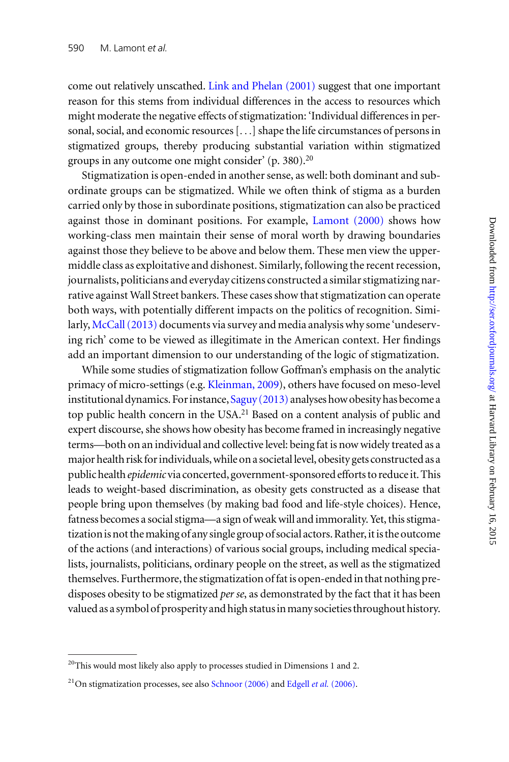come out relatively unscathed. Link and Phelan (2001) suggest that one important reason for this stems from individual differences in the access to resources which might moderate the negative effects of stigmatization: 'Individual differences in personal, social, and economic resources [. . .] shape the life circumstances of persons in stigmatized groups, thereby producing substantial variation within stigmatized groups in any outcome one might consider' (p. 380).[20]

Stigmatization is open-ended in another sense, as well: both dominant and subordinate groups can be stigmatized. While we often think of stigma as a burden carried only by those in subordinate positions, stigmatization can also be practiced against those in dominant positions. For example, Lamont (2000) shows how working-class men maintain their sense of moral worth by drawing boundaries against those they believe to be above and below them. These men view the upper-middle class as exploitative and dishonest. Similarly, following the recent recession, journalists, politicians and everyday citizens constructed a similar stigmatizing narrative against Wall Street bankers. These cases show that stigmatization can operate both ways, with potentially different impacts on the politics of recognition. Similarly, McCall (2013) documents via survey and media analysis why some 'undeserving rich' come to be viewed as illegitimate in the American context. Her findings add an important dimension to our understanding of the logic of stigmatization.

While some studies of stigmatization follow Goffman's emphasis on the analytic primacy of micro-settings (e.g. Kleinman, 2009), others have focused on meso-level institutional dynamics. For instance, Saguy (2013) analyses how obesity has become a top public health concern in the USA.[21] Based on a content analysis of public and expert discourse, she shows how obesity has become framed in increasingly negative terms—both on an individual and collective level: being fat is now widely treated as a major health risk for individuals, while on a societal level, obesity gets constructed as a public health *epidemic* via concerted, government-sponsored efforts to reduce it. This leads to weight-based discrimination, as obesity gets constructed as a disease that people bring upon themselves (by making bad food and life-style choices). Hence, fatness becomes a social stigma—a sign of weak will and immorality. Yet, this stigmatization is not the making of any single group of social actors. Rather, it is the outcome of the actions (and interactions) of various social groups, including medical specialists, journalists, politicians, ordinary people on the street, as well as the stigmatized themselves. Furthermore, the stigmatization of fat is open-ended in that nothing predisposes obesity to be stigmatized *per se*, as demonstrated by the fact that it has been valued as a symbol of prosperity and high status in many societies throughout history.

---

[20]This would most likely also apply to processes studied in Dimensions 1 and 2.

[21]On stigmatization processes, see also Schnoor (2006) and Edgell *et al.* (2006).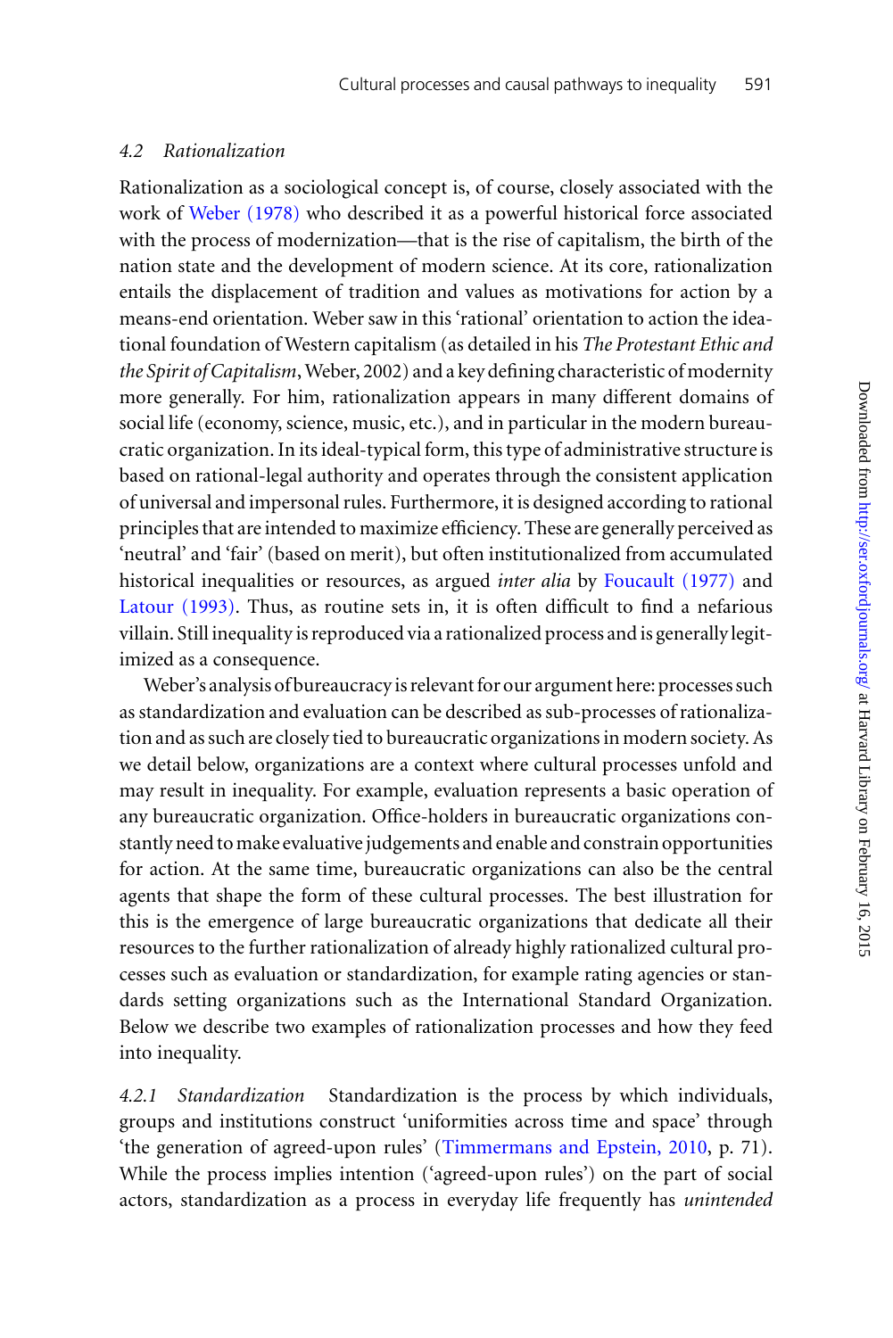### 4.2 *Rationalization*

Rationalization as a sociological concept is, of course, closely associated with the work of Weber (1978) who described it as a powerful historical force associated with the process of modernization—that is the rise of capitalism, the birth of the nation state and the development of modern science. At its core, rationalization entails the displacement of tradition and values as motivations for action by a means-end orientation. Weber saw in this 'rational' orientation to action the ideational foundation of Western capitalism (as detailed in his *The Protestant Ethic and the Spirit of Capitalism*, Weber, 2002) and a key defining characteristic of modernity more generally. For him, rationalization appears in many different domains of social life (economy, science, music, etc.), and in particular in the modern bureaucratic organization. In its ideal-typical form, this type of administrative structure is based on rational-legal authority and operates through the consistent application of universal and impersonal rules. Furthermore, it is designed according to rational principles that are intended to maximize efficiency. These are generally perceived as 'neutral' and 'fair' (based on merit), but often institutionalized from accumulated historical inequalities or resources, as argued *inter alia* by Foucault (1977) and Latour (1993). Thus, as routine sets in, it is often difficult to find a nefarious villain. Still inequality is reproduced via a rationalized process and is generally legitimized as a consequence.

Weber's analysis of bureaucracy is relevant for our argument here: processes such as standardization and evaluation can be described as sub-processes of rationalization and as such are closely tied to bureaucratic organizations in modern society. As we detail below, organizations are a context where cultural processes unfold and may result in inequality. For example, evaluation represents a basic operation of any bureaucratic organization. Office-holders in bureaucratic organizations constantly need to make evaluative judgements and enable and constrain opportunities for action. At the same time, bureaucratic organizations can also be the central agents that shape the form of these cultural processes. The best illustration for this is the emergence of large bureaucratic organizations that dedicate all their resources to the further rationalization of already highly rationalized cultural processes such as evaluation or standardization, for example rating agencies or standards setting organizations such as the International Standard Organization. Below we describe two examples of rationalization processes and how they feed into inequality.

#### 4.2.1 *Standardization*

Standardization is the process by which individuals, groups and institutions construct 'uniformities across time and space' through 'the generation of agreed-upon rules' (Timmermans and Epstein, 2010, p. 71). While the process implies intention ('agreed-upon rules') on the part of social actors, standardization as a process in everyday life frequently has *unintended*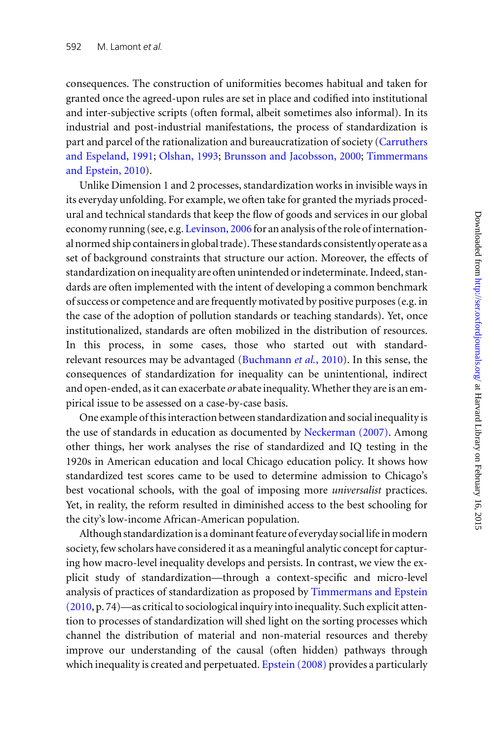consequences. The construction of uniformities becomes habitual and taken for granted once the agreed-upon rules are set in place and codified into institutional and inter-subjective scripts (often formal, albeit sometimes also informal). In its industrial and post-industrial manifestations, the process of standardization is part and parcel of the rationalization and bureaucratization of society (Carruthers and Espeland, 1991; Olshan, 1993; Brunsson and Jacobsson, 2000; Timmermans and Epstein, 2010).

Unlike Dimension 1 and 2 processes, standardization works in invisible ways in its everyday unfolding. For example, we often take for granted the myriads procedural and technical standards that keep the flow of goods and services in our global economy running (see, e.g. Levinson, 2006 for an analysis of the role of international normed ship containers in global trade). These standards consistently operate as a set of background constraints that structure our action. Moreover, the effects of standardization on inequality are often unintended or indeterminate. Indeed, standards are often implemented with the intent of developing a common benchmark of success or competence and are frequently motivated by positive purposes (e.g. in the case of the adoption of pollution standards or teaching standards). Yet, once institutionalized, standards are often mobilized in the distribution of resources. In this process, in some cases, those who started out with standard-relevant resources may be advantaged (Buchmann *et al.*, 2010). In this sense, the consequences of standardization for inequality can be unintentional, indirect and open-ended, as it can exacerbate *or* abate inequality. Whether they are is an empirical issue to be assessed on a case-by-case basis.

One example of this interaction between standardization and social inequality is the use of standards in education as documented by Neckerman (2007). Among other things, her work analyses the rise of standardized and IQ testing in the 1920s in American education and local Chicago education policy. It shows how standardized test scores came to be used to determine admission to Chicago's best vocational schools, with the goal of imposing more *universalist* practices. Yet, in reality, the reform resulted in diminished access to the best schooling for the city's low-income African-American population.

Although standardization is a dominant feature of everyday social life in modern society, few scholars have considered it as a meaningful analytic concept for capturing how macro-level inequality develops and persists. In contrast, we view the explicit study of standardization—through a context-specific and micro-level analysis of practices of standardization as proposed by Timmermans and Epstein (2010, p. 74)—as critical to sociological inquiry into inequality. Such explicit attention to processes of standardization will shed light on the sorting processes which channel the distribution of material and non-material resources and thereby improve our understanding of the causal (often hidden) pathways through which inequality is created and perpetuated. Epstein (2008) provides a particularly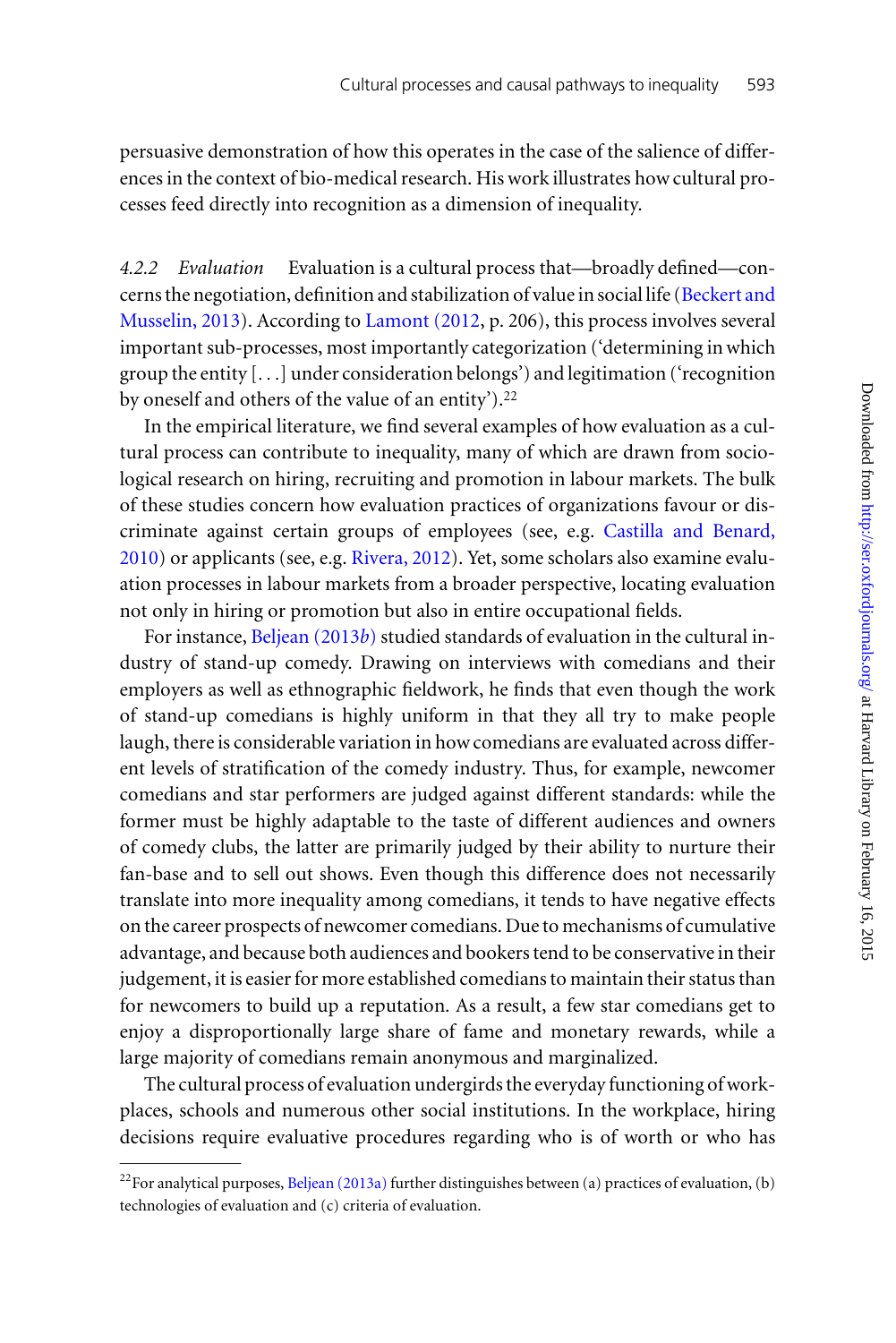persuasive demonstration of how this operates in the case of the salience of differences in the context of bio-medical research. His work illustrates how cultural processes feed directly into recognition as a dimension of inequality.

*4.2.2 Evaluation* Evaluation is a cultural process that—broadly defined—concerns the negotiation, definition and stabilization of value in social life (Beckert and Musselin, 2013). According to Lamont (2012, p. 206), this process involves several important sub-processes, most importantly categorization ('determining in which group the entity [. . .] under consideration belongs') and legitimation ('recognition by oneself and others of the value of an entity').[22]

In the empirical literature, we find several examples of how evaluation as a cultural process can contribute to inequality, many of which are drawn from sociological research on hiring, recruiting and promotion in labour markets. The bulk of these studies concern how evaluation practices of organizations favour or discriminate against certain groups of employees (see, e.g. Castilla and Benard, 2010) or applicants (see, e.g. Rivera, 2012). Yet, some scholars also examine evaluation processes in labour markets from a broader perspective, locating evaluation not only in hiring or promotion but also in entire occupational fields.

For instance, Beljean (2013*b*) studied standards of evaluation in the cultural industry of stand-up comedy. Drawing on interviews with comedians and their employers as well as ethnographic fieldwork, he finds that even though the work of stand-up comedians is highly uniform in that they all try to make people laugh, there is considerable variation in how comedians are evaluated across different levels of stratification of the comedy industry. Thus, for example, newcomer comedians and star performers are judged against different standards: while the former must be highly adaptable to the taste of different audiences and owners of comedy clubs, the latter are primarily judged by their ability to nurture their fan-base and to sell out shows. Even though this difference does not necessarily translate into more inequality among comedians, it tends to have negative effects on the career prospects of newcomer comedians. Due to mechanisms of cumulative advantage, and because both audiences and bookers tend to be conservative in their judgement, it is easier for more established comedians to maintain their status than for newcomers to build up a reputation. As a result, a few star comedians get to enjoy a disproportionally large share of fame and monetary rewards, while a large majority of comedians remain anonymous and marginalized.

The cultural process of evaluation undergirds the everyday functioning of workplaces, schools and numerous other social institutions. In the workplace, hiring decisions require evaluative procedures regarding who is of worth or who has

[22] For analytical purposes, Beljean (2013a) further distinguishes between (a) practices of evaluation, (b) technologies of evaluation and (c) criteria of evaluation.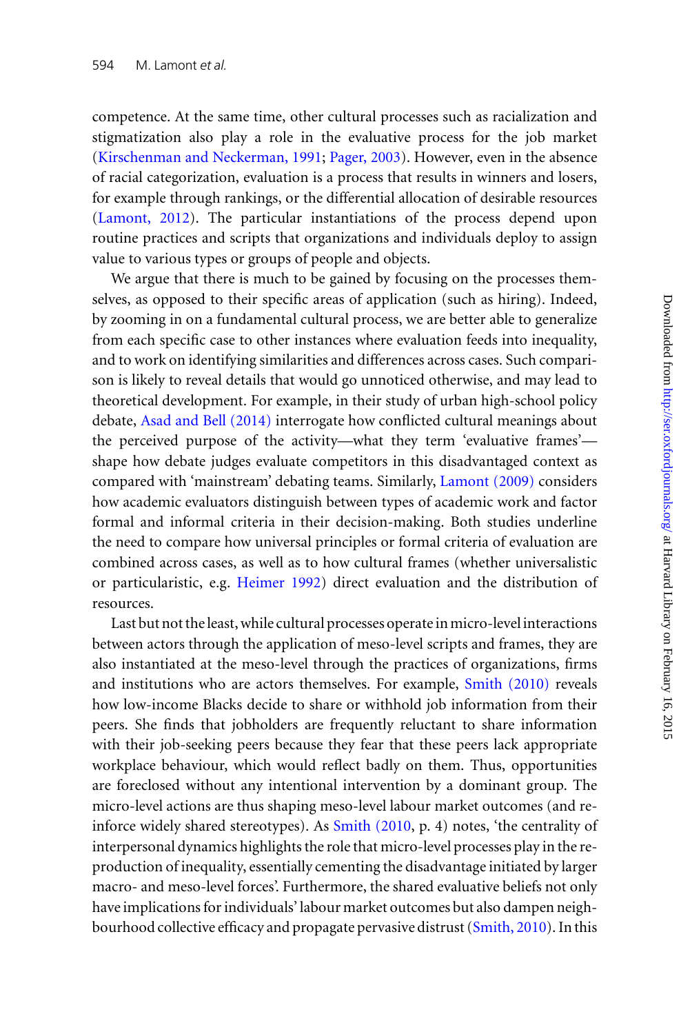competence. At the same time, other cultural processes such as racialization and stigmatization also play a role in the evaluative process for the job market (Kirschenman and Neckerman, 1991; Pager, 2003). However, even in the absence of racial categorization, evaluation is a process that results in winners and losers, for example through rankings, or the differential allocation of desirable resources (Lamont, 2012). The particular instantiations of the process depend upon routine practices and scripts that organizations and individuals deploy to assign value to various types or groups of people and objects.

We argue that there is much to be gained by focusing on the processes themselves, as opposed to their specific areas of application (such as hiring). Indeed, by zooming in on a fundamental cultural process, we are better able to generalize from each specific case to other instances where evaluation feeds into inequality, and to work on identifying similarities and differences across cases. Such comparison is likely to reveal details that would go unnoticed otherwise, and may lead to theoretical development. For example, in their study of urban high-school policy debate, Asad and Bell (2014) interrogate how conflicted cultural meanings about the perceived purpose of the activity—what they term 'evaluative frames'—shape how debate judges evaluate competitors in this disadvantaged context as compared with 'mainstream' debating teams. Similarly, Lamont (2009) considers how academic evaluators distinguish between types of academic work and factor formal and informal criteria in their decision-making. Both studies underline the need to compare how universal principles or formal criteria of evaluation are combined across cases, as well as to how cultural frames (whether universalistic or particularistic, e.g. Heimer 1992) direct evaluation and the distribution of resources.

Last but not the least, while cultural processes operate in micro-level interactions between actors through the application of meso-level scripts and frames, they are also instantiated at the meso-level through the practices of organizations, firms and institutions who are actors themselves. For example, Smith (2010) reveals how low-income Blacks decide to share or withhold job information from their peers. She finds that jobholders are frequently reluctant to share information with their job-seeking peers because they fear that these peers lack appropriate workplace behaviour, which would reflect badly on them. Thus, opportunities are foreclosed without any intentional intervention by a dominant group. The micro-level actions are thus shaping meso-level labour market outcomes (and reinforce widely shared stereotypes). As Smith (2010, p. 4) notes, 'the centrality of interpersonal dynamics highlights the role that micro-level processes play in the reproduction of inequality, essentially cementing the disadvantage initiated by larger macro- and meso-level forces'. Furthermore, the shared evaluative beliefs not only have implications for individuals' labour market outcomes but also dampen neighbourhood collective efficacy and propagate pervasive distrust (Smith, 2010). In this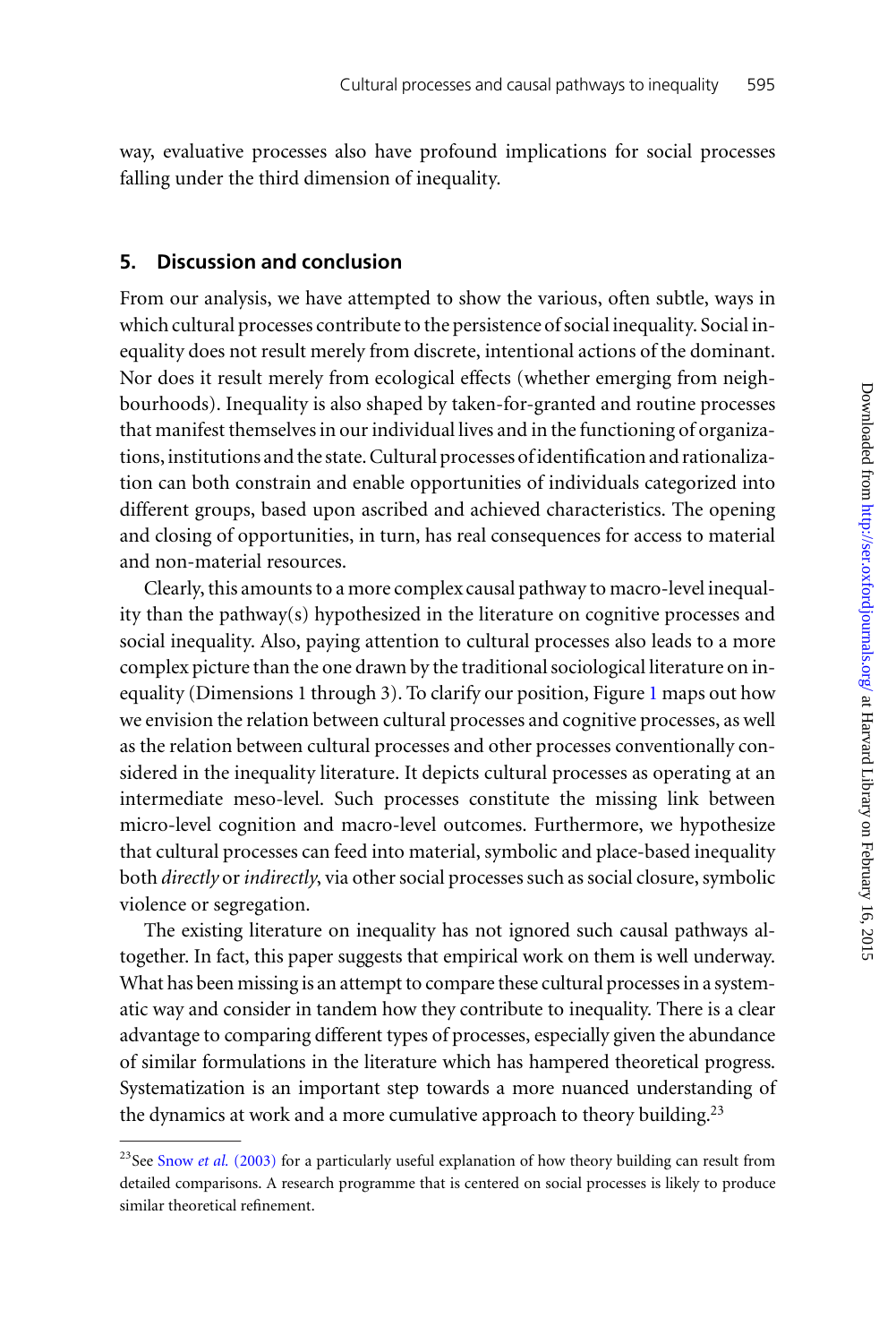way, evaluative processes also have profound implications for social processes falling under the third dimension of inequality.

## 5. Discussion and conclusion

From our analysis, we have attempted to show the various, often subtle, ways in which cultural processes contribute to the persistence of social inequality. Social inequality does not result merely from discrete, intentional actions of the dominant. Nor does it result merely from ecological effects (whether emerging from neighbourhoods). Inequality is also shaped by taken-for-granted and routine processes that manifest themselves in our individual lives and in the functioning of organizations, institutions and the state. Cultural processes of identification and rationalization can both constrain and enable opportunities of individuals categorized into different groups, based upon ascribed and achieved characteristics. The opening and closing of opportunities, in turn, has real consequences for access to material and non-material resources.

Clearly, this amounts to a more complex causal pathway to macro-level inequality than the pathway(s) hypothesized in the literature on cognitive processes and social inequality. Also, paying attention to cultural processes also leads to a more complex picture than the one drawn by the traditional sociological literature on inequality (Dimensions 1 through 3). To clarify our position, Figure 1 maps out how we envision the relation between cultural processes and cognitive processes, as well as the relation between cultural processes and other processes conventionally considered in the inequality literature. It depicts cultural processes as operating at an intermediate meso-level. Such processes constitute the missing link between micro-level cognition and macro-level outcomes. Furthermore, we hypothesize that cultural processes can feed into material, symbolic and place-based inequality both *directly* or *indirectly*, via other social processes such as social closure, symbolic violence or segregation.

The existing literature on inequality has not ignored such causal pathways altogether. In fact, this paper suggests that empirical work on them is well underway. What has been missing is an attempt to compare these cultural processes in a systematic way and consider in tandem how they contribute to inequality. There is a clear advantage to comparing different types of processes, especially given the abundance of similar formulations in the literature which has hampered theoretical progress. Systematization is an important step towards a more nuanced understanding of the dynamics at work and a more cumulative approach to theory building.[23]

[23] See Snow *et al.* (2003) for a particularly useful explanation of how theory building can result from detailed comparisons. A research programme that is centered on social processes is likely to produce similar theoretical refinement.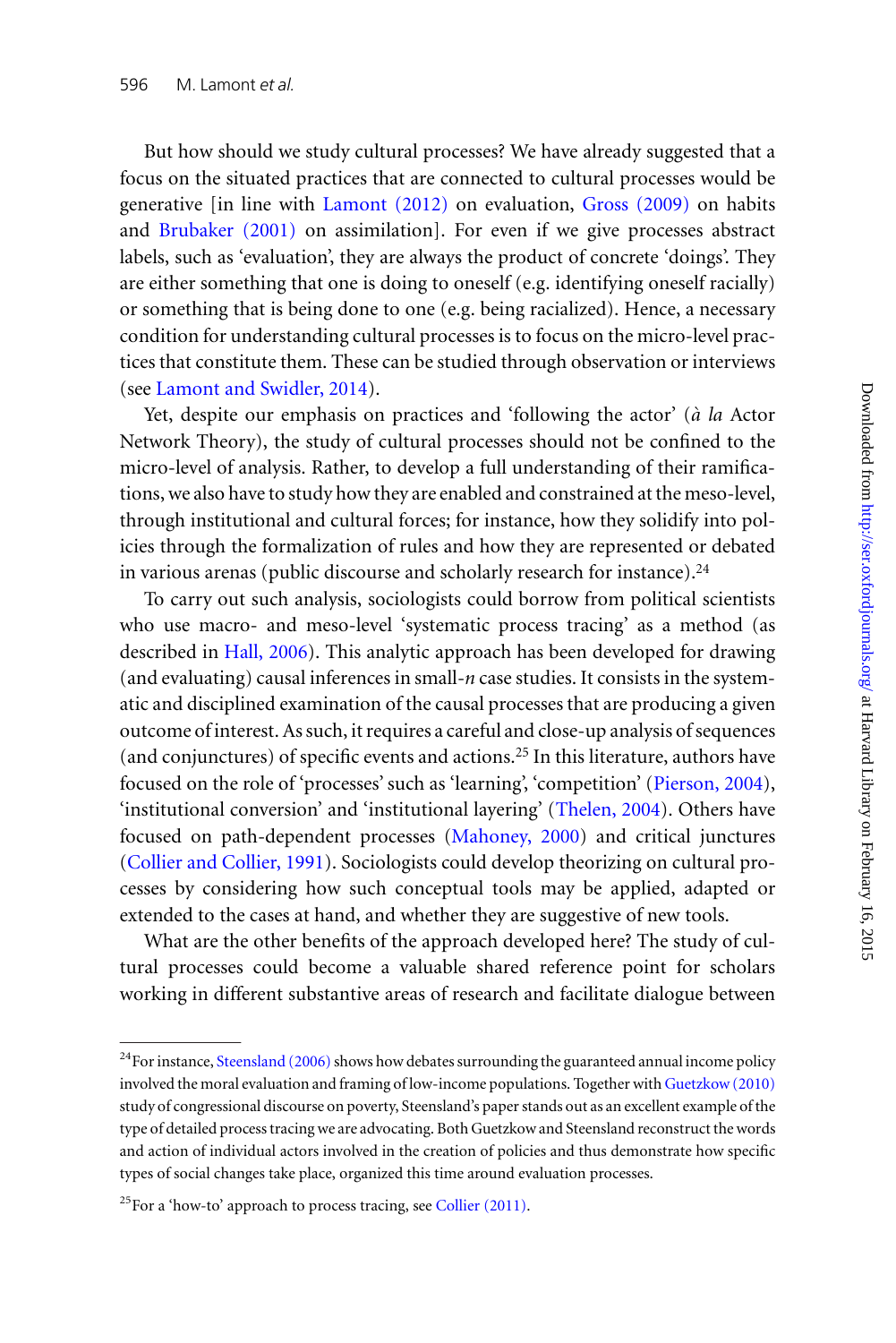But how should we study cultural processes? We have already suggested that a focus on the situated practices that are connected to cultural processes would be generative [in line with Lamont (2012) on evaluation, Gross (2009) on habits and Brubaker (2001) on assimilation]. For even if we give processes abstract labels, such as 'evaluation', they are always the product of concrete 'doings'. They are either something that one is doing to oneself (e.g. identifying oneself racially) or something that is being done to one (e.g. being racialized). Hence, a necessary condition for understanding cultural processes is to focus on the micro-level practices that constitute them. These can be studied through observation or interviews (see Lamont and Swidler, 2014).

Yet, despite our emphasis on practices and 'following the actor' (*à la* Actor Network Theory), the study of cultural processes should not be confined to the micro-level of analysis. Rather, to develop a full understanding of their ramifications, we also have to study how they are enabled and constrained at the meso-level, through institutional and cultural forces; for instance, how they solidify into policies through the formalization of rules and how they are represented or debated in various arenas (public discourse and scholarly research for instance).[24]

To carry out such analysis, sociologists could borrow from political scientists who use macro- and meso-level 'systematic process tracing' as a method (as described in Hall, 2006). This analytic approach has been developed for drawing (and evaluating) causal inferences in small-*n* case studies. It consists in the systematic and disciplined examination of the causal processes that are producing a given outcome of interest. As such, it requires a careful and close-up analysis of sequences (and conjunctures) of specific events and actions.[25] In this literature, authors have focused on the role of 'processes' such as 'learning', 'competition' (Pierson, 2004), 'institutional conversion' and 'institutional layering' (Thelen, 2004). Others have focused on path-dependent processes (Mahoney, 2000) and critical junctures (Collier and Collier, 1991). Sociologists could develop theorizing on cultural processes by considering how such conceptual tools may be applied, adapted or extended to the cases at hand, and whether they are suggestive of new tools.

What are the other benefits of the approach developed here? The study of cultural processes could become a valuable shared reference point for scholars working in different substantive areas of research and facilitate dialogue between

---

[24]For instance, Steensland (2006) shows how debates surrounding the guaranteed annual income policy involved the moral evaluation and framing of low-income populations. Together with Guetzkow (2010) study of congressional discourse on poverty, Steensland's paper stands out as an excellent example of the type of detailed process tracing we are advocating. Both Guetzkow and Steensland reconstruct the words and action of individual actors involved in the creation of policies and thus demonstrate how specific types of social changes take place, organized this time around evaluation processes.

[25]For a 'how-to' approach to process tracing, see Collier (2011).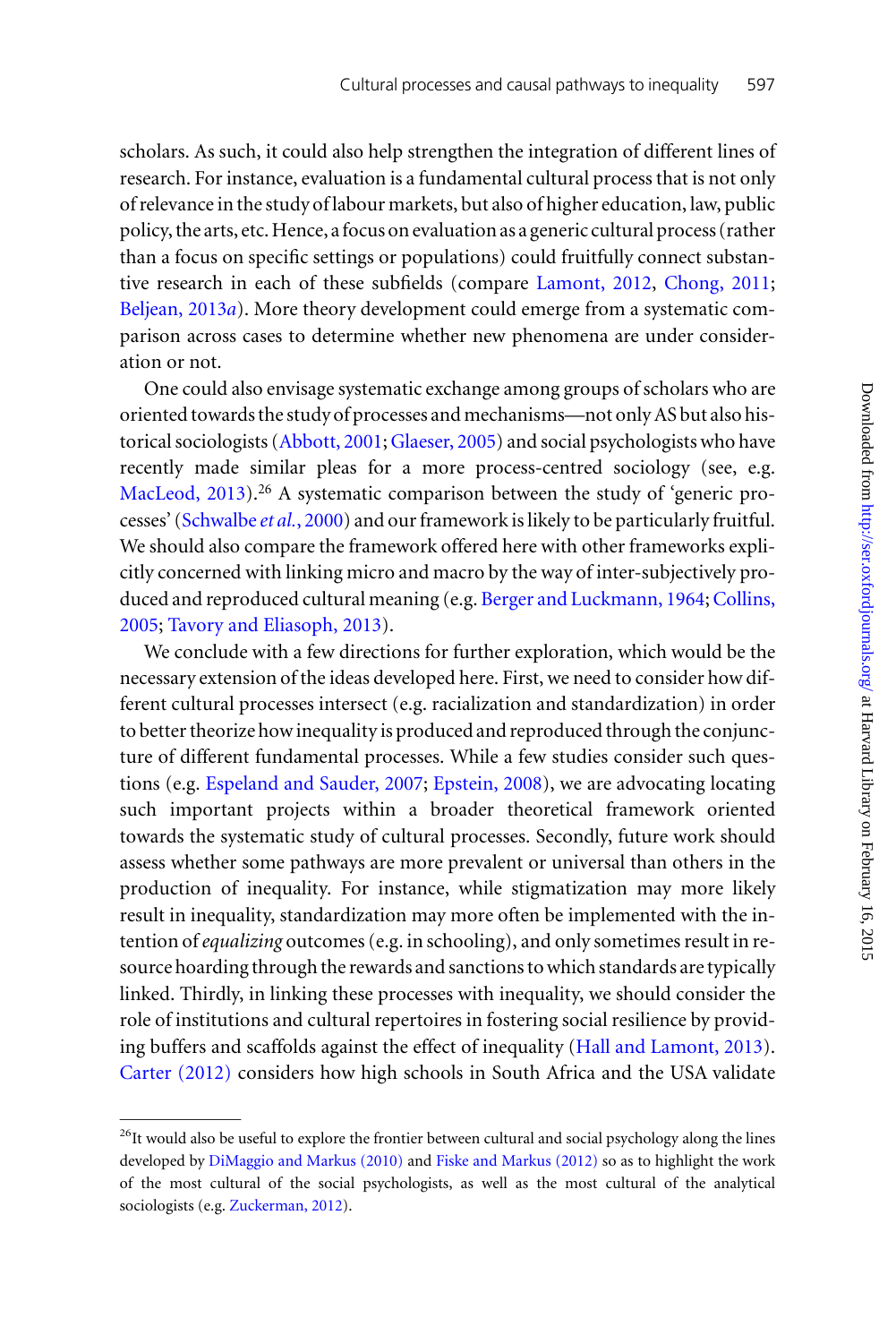scholars. As such, it could also help strengthen the integration of different lines of research. For instance, evaluation is a fundamental cultural process that is not only of relevance in the study of labour markets, but also of higher education, law, public policy, the arts, etc. Hence, a focus on evaluation as a generic cultural process (rather than a focus on specific settings or populations) could fruitfully connect substantive research in each of these subfields (compare Lamont, 2012, Chong, 2011; Beljean, 2013*a*). More theory development could emerge from a systematic comparison across cases to determine whether new phenomena are under consideration or not.

One could also envisage systematic exchange among groups of scholars who are oriented towards the study of processes and mechanisms—not only AS but also historical sociologists (Abbott, 2001; Glaeser, 2005) and social psychologists who have recently made similar pleas for a more process-centred sociology (see, e.g. MacLeod, 2013).[26] A systematic comparison between the study of 'generic processes' (Schwalbe *et al.*, 2000) and our framework is likely to be particularly fruitful. We should also compare the framework offered here with other frameworks explicitly concerned with linking micro and macro by the way of inter-subjectively produced and reproduced cultural meaning (e.g. Berger and Luckmann, 1964; Collins, 2005; Tavory and Eliasoph, 2013).

We conclude with a few directions for further exploration, which would be the necessary extension of the ideas developed here. First, we need to consider how different cultural processes intersect (e.g. racialization and standardization) in order to better theorize how inequality is produced and reproduced through the conjuncture of different fundamental processes. While a few studies consider such questions (e.g. Espeland and Sauder, 2007; Epstein, 2008), we are advocating locating such important projects within a broader theoretical framework oriented towards the systematic study of cultural processes. Secondly, future work should assess whether some pathways are more prevalent or universal than others in the production of inequality. For instance, while stigmatization may more likely result in inequality, standardization may more often be implemented with the intention of *equalizing* outcomes (e.g. in schooling), and only sometimes result in resource hoarding through the rewards and sanctions to which standards are typically linked. Thirdly, in linking these processes with inequality, we should consider the role of institutions and cultural repertoires in fostering social resilience by providing buffers and scaffolds against the effect of inequality (Hall and Lamont, 2013). Carter (2012) considers how high schools in South Africa and the USA validate

[26] It would also be useful to explore the frontier between cultural and social psychology along the lines developed by DiMaggio and Markus (2010) and Fiske and Markus (2012) so as to highlight the work of the most cultural of the social psychologists, as well as the most cultural of the analytical sociologists (e.g. Zuckerman, 2012).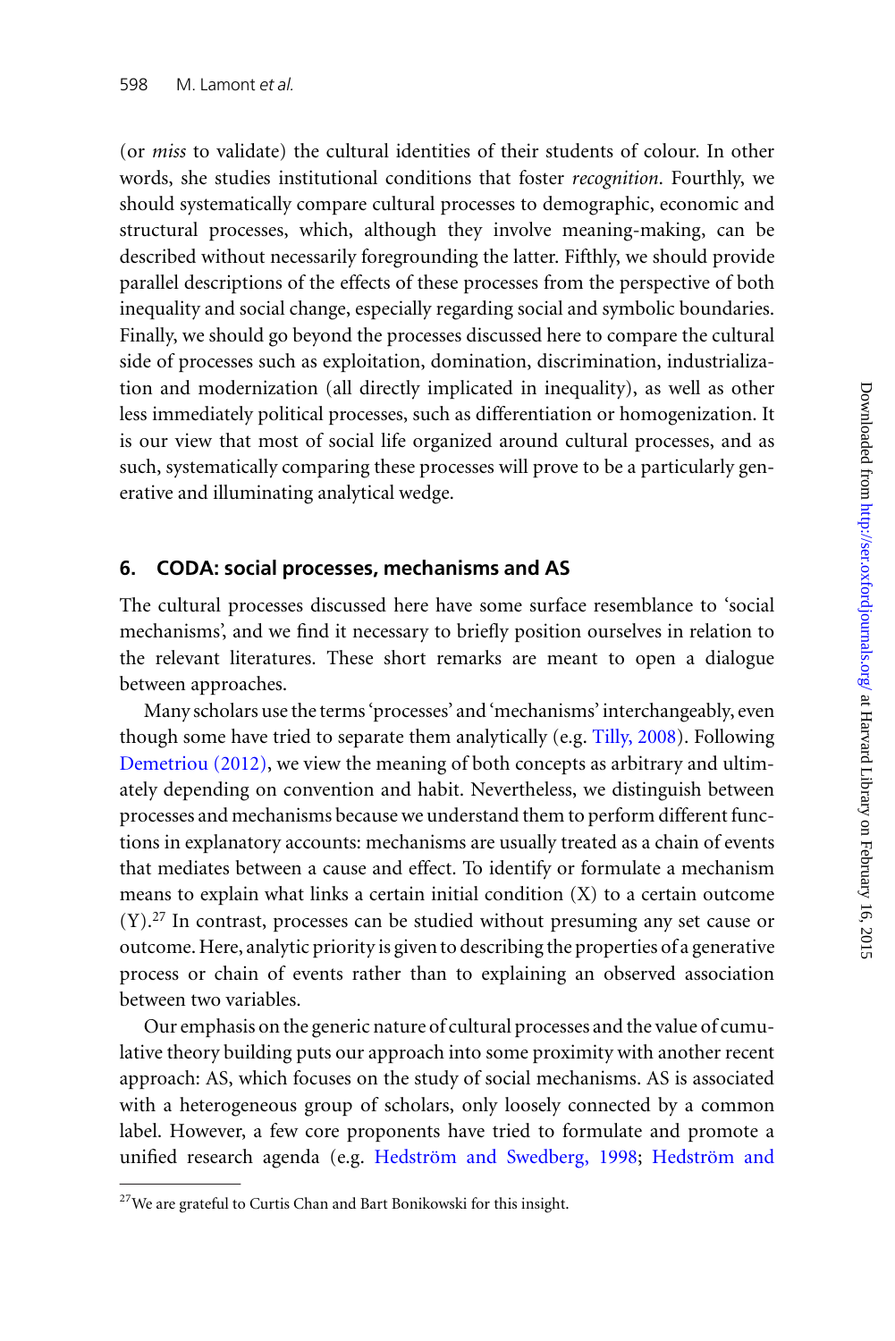(or *miss* to validate) the cultural identities of their students of colour. In other words, she studies institutional conditions that foster *recognition*. Fourthly, we should systematically compare cultural processes to demographic, economic and structural processes, which, although they involve meaning-making, can be described without necessarily foregrounding the latter. Fifthly, we should provide parallel descriptions of the effects of these processes from the perspective of both inequality and social change, especially regarding social and symbolic boundaries. Finally, we should go beyond the processes discussed here to compare the cultural side of processes such as exploitation, domination, discrimination, industrialization and modernization (all directly implicated in inequality), as well as other less immediately political processes, such as differentiation or homogenization. It is our view that most of social life organized around cultural processes, and as such, systematically comparing these processes will prove to be a particularly generative and illuminating analytical wedge.

## 6. CODA: social processes, mechanisms and AS

The cultural processes discussed here have some surface resemblance to 'social mechanisms', and we find it necessary to briefly position ourselves in relation to the relevant literatures. These short remarks are meant to open a dialogue between approaches.

Many scholars use the terms 'processes' and 'mechanisms' interchangeably, even though some have tried to separate them analytically (e.g. Tilly, 2008). Following Demetriou (2012), we view the meaning of both concepts as arbitrary and ultimately depending on convention and habit. Nevertheless, we distinguish between processes and mechanisms because we understand them to perform different functions in explanatory accounts: mechanisms are usually treated as a chain of events that mediates between a cause and effect. To identify or formulate a mechanism means to explain what links a certain initial condition (X) to a certain outcome (Y).[27] In contrast, processes can be studied without presuming any set cause or outcome. Here, analytic priority is given to describing the properties of a generative process or chain of events rather than to explaining an observed association between two variables.

Our emphasis on the generic nature of cultural processes and the value of cumulative theory building puts our approach into some proximity with another recent approach: AS, which focuses on the study of social mechanisms. AS is associated with a heterogeneous group of scholars, only loosely connected by a common label. However, a few core proponents have tried to formulate and promote a unified research agenda (e.g. Hedström and Swedberg, 1998; Hedström and

[27] We are grateful to Curtis Chan and Bart Bonikowski for this insight.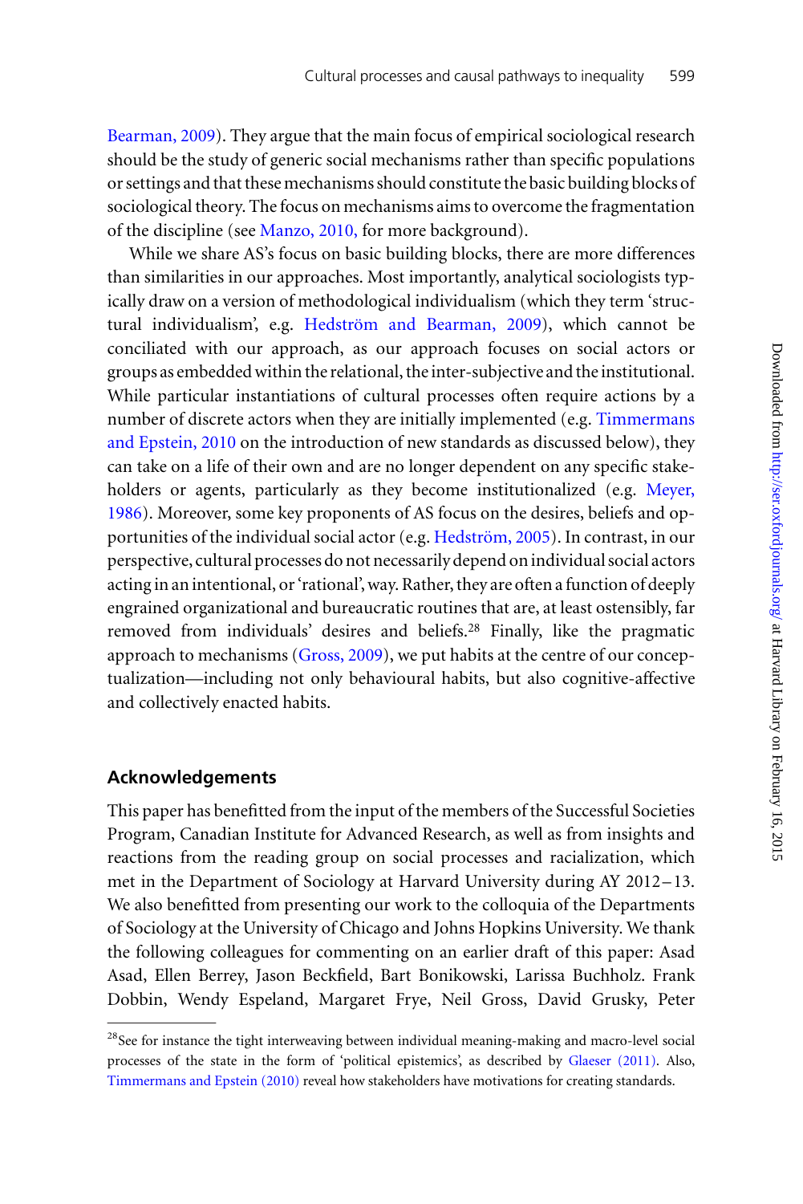Bearman, 2009). They argue that the main focus of empirical sociological research should be the study of generic social mechanisms rather than specific populations or settings and that these mechanisms should constitute the basic building blocks of sociological theory. The focus on mechanisms aims to overcome the fragmentation of the discipline (see Manzo, 2010, for more background).

While we share AS's focus on basic building blocks, there are more differences than similarities in our approaches. Most importantly, analytical sociologists typically draw on a version of methodological individualism (which they term 'structural individualism', e.g. Hedström and Bearman, 2009), which cannot be conciliated with our approach, as our approach focuses on social actors or groups as embedded within the relational, the inter-subjective and the institutional. While particular instantiations of cultural processes often require actions by a number of discrete actors when they are initially implemented (e.g. Timmermans and Epstein, 2010 on the introduction of new standards as discussed below), they can take on a life of their own and are no longer dependent on any specific stakeholders or agents, particularly as they become institutionalized (e.g. Meyer, 1986). Moreover, some key proponents of AS focus on the desires, beliefs and opportunities of the individual social actor (e.g. Hedström, 2005). In contrast, in our perspective, cultural processes do not necessarily depend on individual social actors acting in an intentional, or 'rational', way. Rather, they are often a function of deeply engrained organizational and bureaucratic routines that are, at least ostensibly, far removed from individuals' desires and beliefs.[28] Finally, like the pragmatic approach to mechanisms (Gross, 2009), we put habits at the centre of our conceptualization—including not only behavioural habits, but also cognitive-affective and collectively enacted habits.

## Acknowledgements

This paper has benefitted from the input of the members of the Successful Societies Program, Canadian Institute for Advanced Research, as well as from insights and reactions from the reading group on social processes and racialization, which met in the Department of Sociology at Harvard University during AY 2012–13. We also benefitted from presenting our work to the colloquia of the Departments of Sociology at the University of Chicago and Johns Hopkins University. We thank the following colleagues for commenting on an earlier draft of this paper: Asad Asad, Ellen Berrey, Jason Beckfield, Bart Bonikowski, Larissa Buchholz. Frank Dobbin, Wendy Espeland, Margaret Frye, Neil Gross, David Grusky, Peter

[28] See for instance the tight interweaving between individual meaning-making and macro-level social processes of the state in the form of 'political epistemics', as described by Glaeser (2011). Also, Timmermans and Epstein (2010) reveal how stakeholders have motivations for creating standards.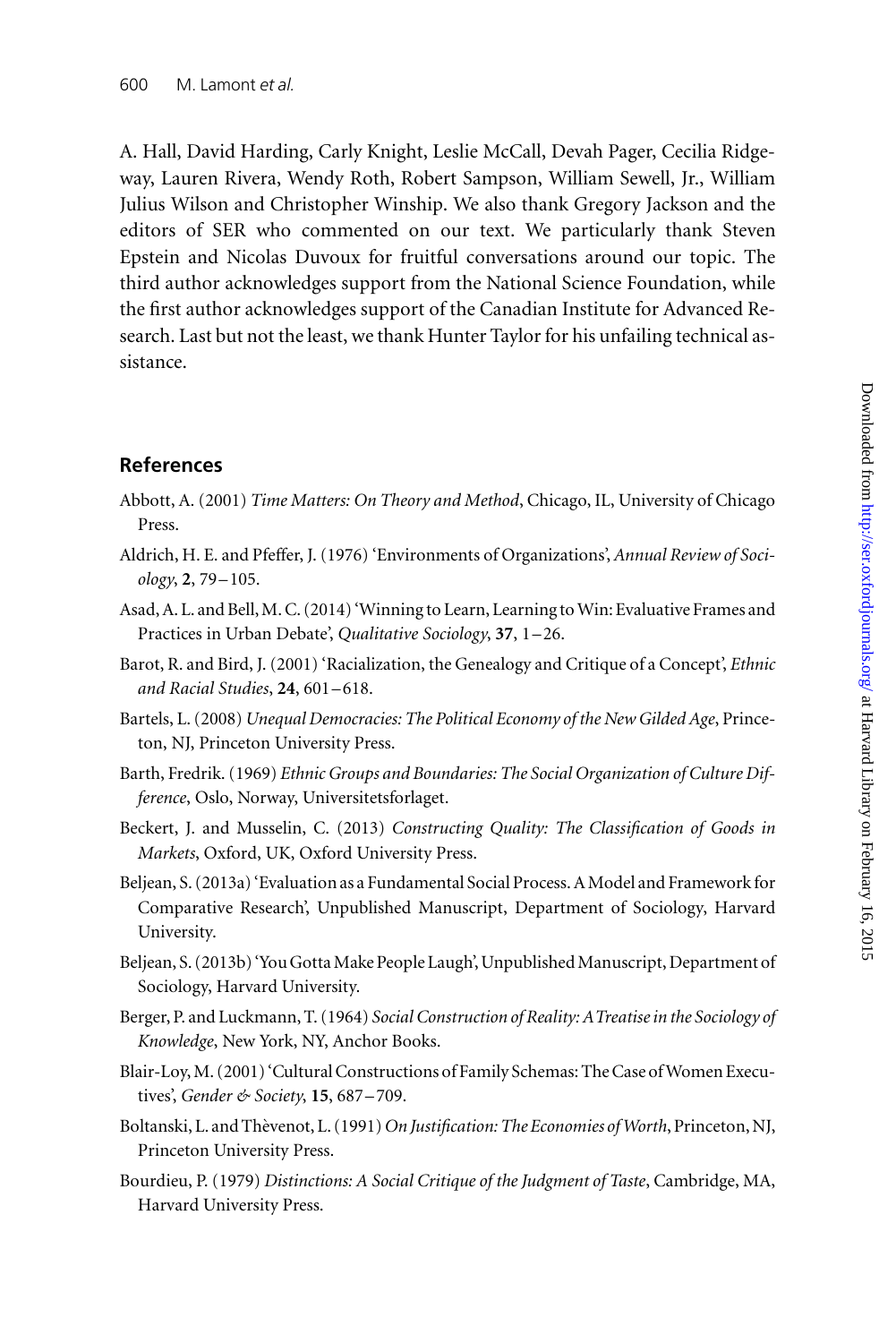A. Hall, David Harding, Carly Knight, Leslie McCall, Devah Pager, Cecilia Ridgeway, Lauren Rivera, Wendy Roth, Robert Sampson, William Sewell, Jr., William Julius Wilson and Christopher Winship. We also thank Gregory Jackson and the editors of SER who commented on our text. We particularly thank Steven Epstein and Nicolas Duvoux for fruitful conversations around our topic. The third author acknowledges support from the National Science Foundation, while the first author acknowledges support of the Canadian Institute for Advanced Research. Last but not the least, we thank Hunter Taylor for his unfailing technical assistance.

## References

Abbott, A. (2001) *Time Matters: On Theory and Method*, Chicago, IL, University of Chicago Press.

Aldrich, H. E. and Pfeffer, J. (1976) 'Environments of Organizations', *Annual Review of Sociology*, **2**, 79–105.

Asad, A. L. and Bell, M. C. (2014) 'Winning to Learn, Learning to Win: Evaluative Frames and Practices in Urban Debate', *Qualitative Sociology*, **37**, 1–26.

Barot, R. and Bird, J. (2001) 'Racialization, the Genealogy and Critique of a Concept', *Ethnic and Racial Studies*, **24**, 601–618.

Bartels, L. (2008) *Unequal Democracies: The Political Economy of the New Gilded Age*, Princeton, NJ, Princeton University Press.

Barth, Fredrik. (1969) *Ethnic Groups and Boundaries: The Social Organization of Culture Difference*, Oslo, Norway, Universitetsforlaget.

Beckert, J. and Musselin, C. (2013) *Constructing Quality: The Classification of Goods in Markets*, Oxford, UK, Oxford University Press.

Beljean, S. (2013a) 'Evaluation as a Fundamental Social Process. A Model and Framework for Comparative Research', Unpublished Manuscript, Department of Sociology, Harvard University.

Beljean, S. (2013b) 'You Gotta Make People Laugh', Unpublished Manuscript, Department of Sociology, Harvard University.

Berger, P. and Luckmann, T. (1964) *Social Construction of Reality: A Treatise in the Sociology of Knowledge*, New York, NY, Anchor Books.

Blair-Loy, M. (2001) 'Cultural Constructions of Family Schemas: The Case of Women Executives', *Gender & Society*, **15**, 687–709.

Boltanski, L. and Thèvenot, L. (1991) *On Justification: The Economies of Worth*, Princeton, NJ, Princeton University Press.

Bourdieu, P. (1979) *Distinctions: A Social Critique of the Judgment of Taste*, Cambridge, MA, Harvard University Press.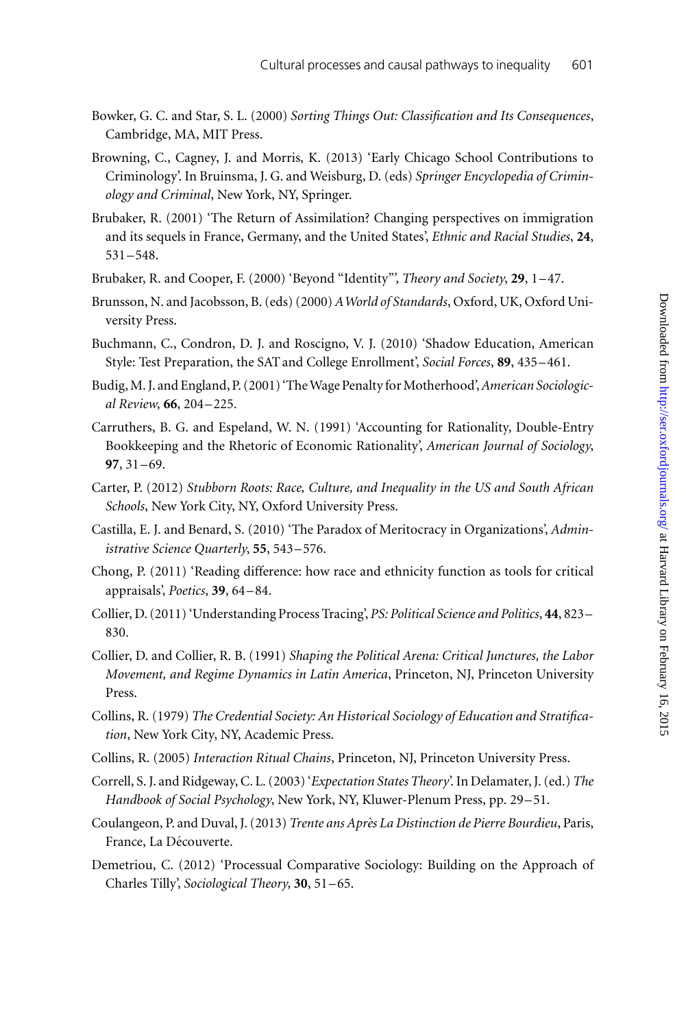Bowker, G. C. and Star, S. L. (2000) *Sorting Things Out: Classification and Its Consequences*, Cambridge, MA, MIT Press.

Browning, C., Cagney, J. and Morris, K. (2013) 'Early Chicago School Contributions to Criminology'. In Bruinsma, J. G. and Weisburg, D. (eds) *Springer Encyclopedia of Criminology and Criminal*, New York, NY, Springer.

Brubaker, R. (2001) 'The Return of Assimilation? Changing perspectives on immigration and its sequels in France, Germany, and the United States', *Ethnic and Racial Studies*, **24**, 531–548.

Brubaker, R. and Cooper, F. (2000) 'Beyond "Identity"', *Theory and Society*, **29**, 1–47.

Brunsson, N. and Jacobsson, B. (eds) (2000) *A World of Standards*, Oxford, UK, Oxford University Press.

Buchmann, C., Condron, D. J. and Roscigno, V. J. (2010) 'Shadow Education, American Style: Test Preparation, the SAT and College Enrollment', *Social Forces*, **89**, 435–461.

Budig, M. J. and England, P. (2001) 'The Wage Penalty for Motherhood', *American Sociological Review*, **66**, 204–225.

Carruthers, B. G. and Espeland, W. N. (1991) 'Accounting for Rationality, Double-Entry Bookkeeping and the Rhetoric of Economic Rationality', *American Journal of Sociology*, **97**, 31–69.

Carter, P. (2012) *Stubborn Roots: Race, Culture, and Inequality in the US and South African Schools*, New York City, NY, Oxford University Press.

Castilla, E. J. and Benard, S. (2010) 'The Paradox of Meritocracy in Organizations', *Administrative Science Quarterly*, **55**, 543–576.

Chong, P. (2011) 'Reading difference: how race and ethnicity function as tools for critical appraisals', *Poetics*, **39**, 64–84.

Collier, D. (2011) 'Understanding Process Tracing', *PS: Political Science and Politics*, **44**, 823–830.

Collier, D. and Collier, R. B. (1991) *Shaping the Political Arena: Critical Junctures, the Labor Movement, and Regime Dynamics in Latin America*, Princeton, NJ, Princeton University Press.

Collins, R. (1979) *The Credential Society: An Historical Sociology of Education and Stratification*, New York City, NY, Academic Press.

Collins, R. (2005) *Interaction Ritual Chains*, Princeton, NJ, Princeton University Press.

Correll, S. J. and Ridgeway, C. L. (2003) '*Expectation States Theory*'. In Delamater, J. (ed.) *The Handbook of Social Psychology*, New York, NY, Kluwer-Plenum Press, pp. 29–51.

Coulangeon, P. and Duval, J. (2013) *Trente ans Après La Distinction de Pierre Bourdieu*, Paris, France, La Découverte.

Demetriou, C. (2012) 'Processual Comparative Sociology: Building on the Approach of Charles Tilly', *Sociological Theory*, **30**, 51–65.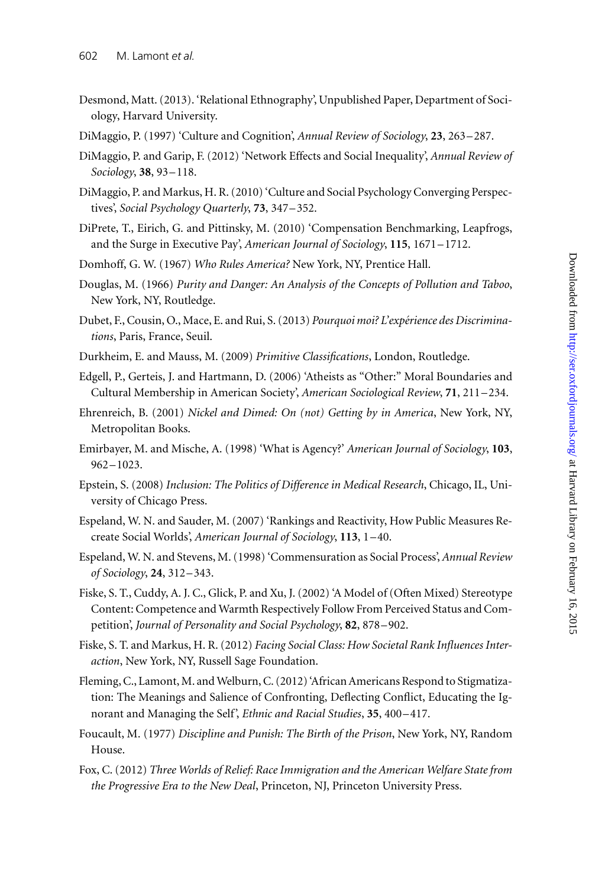Desmond, Matt. (2013). 'Relational Ethnography', Unpublished Paper, Department of Sociology, Harvard University.

DiMaggio, P. (1997) 'Culture and Cognition', *Annual Review of Sociology*, **23**, 263–287.

DiMaggio, P. and Garip, F. (2012) 'Network Effects and Social Inequality', *Annual Review of Sociology*, **38**, 93–118.

DiMaggio, P. and Markus, H. R. (2010) 'Culture and Social Psychology Converging Perspectives', *Social Psychology Quarterly*, **73**, 347–352.

DiPrete, T., Eirich, G. and Pittinsky, M. (2010) 'Compensation Benchmarking, Leapfrogs, and the Surge in Executive Pay', *American Journal of Sociology*, **115**, 1671–1712.

Domhoff, G. W. (1967) *Who Rules America?* New York, NY, Prentice Hall.

Douglas, M. (1966) *Purity and Danger: An Analysis of the Concepts of Pollution and Taboo*, New York, NY, Routledge.

Dubet, F., Cousin, O., Mace, E. and Rui, S. (2013) *Pourquoi moi? L'expérience des Discriminations*, Paris, France, Seuil.

Durkheim, E. and Mauss, M. (2009) *Primitive Classifications*, London, Routledge.

Edgell, P., Gerteis, J. and Hartmann, D. (2006) 'Atheists as "Other:" Moral Boundaries and Cultural Membership in American Society', *American Sociological Review*, **71**, 211–234.

Ehrenreich, B. (2001) *Nickel and Dimed: On (not) Getting by in America*, New York, NY, Metropolitan Books.

Emirbayer, M. and Mische, A. (1998) 'What is Agency?' *American Journal of Sociology*, **103**, 962–1023.

Epstein, S. (2008) *Inclusion: The Politics of Difference in Medical Research*, Chicago, IL, University of Chicago Press.

Espeland, W. N. and Sauder, M. (2007) 'Rankings and Reactivity, How Public Measures Recreate Social Worlds', *American Journal of Sociology*, **113**, 1–40.

Espeland, W. N. and Stevens, M. (1998) 'Commensuration as Social Process', *Annual Review of Sociology*, **24**, 312–343.

Fiske, S. T., Cuddy, A. J. C., Glick, P. and Xu, J. (2002) 'A Model of (Often Mixed) Stereotype Content: Competence and Warmth Respectively Follow From Perceived Status and Competition', *Journal of Personality and Social Psychology*, **82**, 878–902.

Fiske, S. T. and Markus, H. R. (2012) *Facing Social Class: How Societal Rank Influences Interaction*, New York, NY, Russell Sage Foundation.

Fleming, C., Lamont, M. and Welburn, C. (2012) 'African Americans Respond to Stigmatization: The Meanings and Salience of Confronting, Deflecting Conflict, Educating the Ignorant and Managing the Self', *Ethnic and Racial Studies*, **35**, 400–417.

Foucault, M. (1977) *Discipline and Punish: The Birth of the Prison*, New York, NY, Random House.

Fox, C. (2012) *Three Worlds of Relief: Race Immigration and the American Welfare State from the Progressive Era to the New Deal*, Princeton, NJ, Princeton University Press.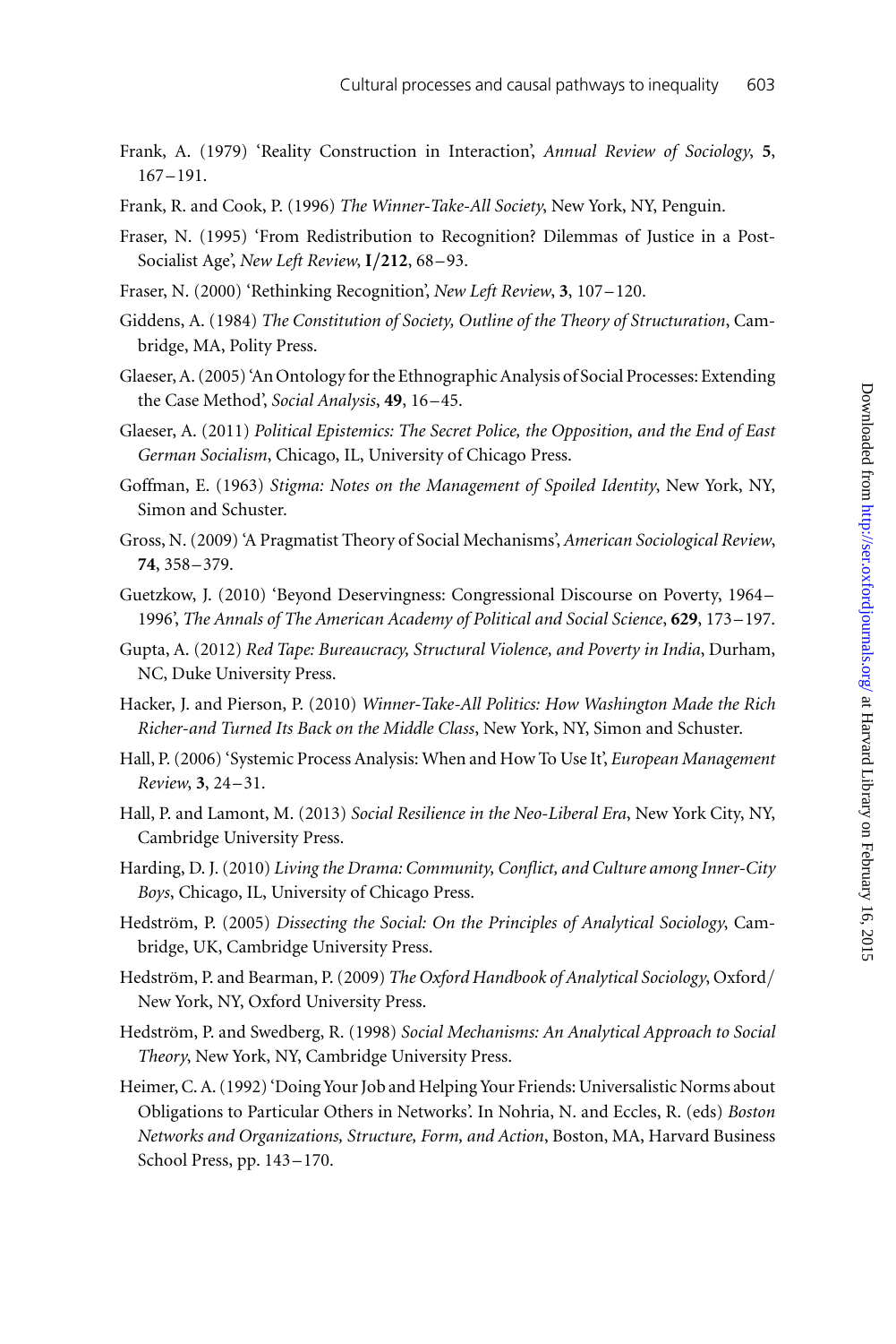Frank, A. (1979) 'Reality Construction in Interaction', *Annual Review of Sociology*, **5**, 167–191.

Frank, R. and Cook, P. (1996) *The Winner-Take-All Society*, New York, NY, Penguin.

Fraser, N. (1995) 'From Redistribution to Recognition? Dilemmas of Justice in a Post-Socialist Age', *New Left Review*, **I/212**, 68–93.

Fraser, N. (2000) 'Rethinking Recognition', *New Left Review*, **3**, 107–120.

Giddens, A. (1984) *The Constitution of Society, Outline of the Theory of Structuration*, Cambridge, MA, Polity Press.

Glaeser, A. (2005) 'An Ontology for the Ethnographic Analysis of Social Processes: Extending the Case Method', *Social Analysis*, **49**, 16–45.

Glaeser, A. (2011) *Political Epistemics: The Secret Police, the Opposition, and the End of East German Socialism*, Chicago, IL, University of Chicago Press.

Goffman, E. (1963) *Stigma: Notes on the Management of Spoiled Identity*, New York, NY, Simon and Schuster.

Gross, N. (2009) 'A Pragmatist Theory of Social Mechanisms', *American Sociological Review*, **74**, 358–379.

Guetzkow, J. (2010) 'Beyond Deservingness: Congressional Discourse on Poverty, 1964–1996', *The Annals of The American Academy of Political and Social Science*, **629**, 173–197.

Gupta, A. (2012) *Red Tape: Bureaucracy, Structural Violence, and Poverty in India*, Durham, NC, Duke University Press.

Hacker, J. and Pierson, P. (2010) *Winner-Take-All Politics: How Washington Made the Rich Richer-and Turned Its Back on the Middle Class*, New York, NY, Simon and Schuster.

Hall, P. (2006) 'Systemic Process Analysis: When and How To Use It', *European Management Review*, **3**, 24–31.

Hall, P. and Lamont, M. (2013) *Social Resilience in the Neo-Liberal Era*, New York City, NY, Cambridge University Press.

Harding, D. J. (2010) *Living the Drama: Community, Conflict, and Culture among Inner-City Boys*, Chicago, IL, University of Chicago Press.

Hedström, P. (2005) *Dissecting the Social: On the Principles of Analytical Sociology*, Cambridge, UK, Cambridge University Press.

Hedström, P. and Bearman, P. (2009) *The Oxford Handbook of Analytical Sociology*, Oxford/New York, NY, Oxford University Press.

Hedström, P. and Swedberg, R. (1998) *Social Mechanisms: An Analytical Approach to Social Theory*, New York, NY, Cambridge University Press.

Heimer, C. A. (1992) 'Doing Your Job and Helping Your Friends: Universalistic Norms about Obligations to Particular Others in Networks'. In Nohria, N. and Eccles, R. (eds) *Boston Networks and Organizations, Structure, Form, and Action*, Boston, MA, Harvard Business School Press, pp. 143–170.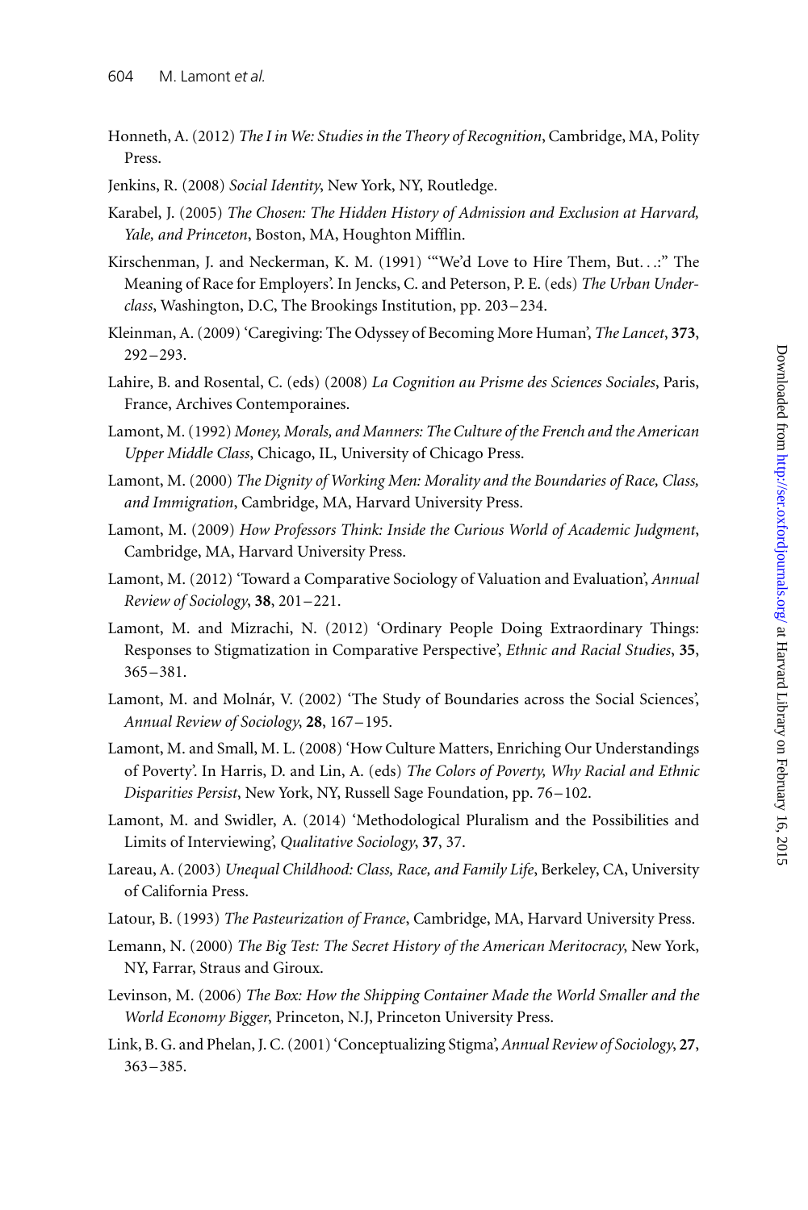Honneth, A. (2012) *The I in We: Studies in the Theory of Recognition*, Cambridge, MA, Polity Press.

Jenkins, R. (2008) *Social Identity*, New York, NY, Routledge.

Karabel, J. (2005) *The Chosen: The Hidden History of Admission and Exclusion at Harvard, Yale, and Princeton*, Boston, MA, Houghton Mifflin.

Kirschenman, J. and Neckerman, K. M. (1991) '"We'd Love to Hire Them, But...:" The Meaning of Race for Employers'. In Jencks, C. and Peterson, P. E. (eds) *The Urban Underclass*, Washington, D.C, The Brookings Institution, pp. 203–234.

Kleinman, A. (2009) 'Caregiving: The Odyssey of Becoming More Human', *The Lancet*, **373**, 292–293.

Lahire, B. and Rosental, C. (eds) (2008) *La Cognition au Prisme des Sciences Sociales*, Paris, France, Archives Contemporaines.

Lamont, M. (1992) *Money, Morals, and Manners: The Culture of the French and the American Upper Middle Class*, Chicago, IL, University of Chicago Press.

Lamont, M. (2000) *The Dignity of Working Men: Morality and the Boundaries of Race, Class, and Immigration*, Cambridge, MA, Harvard University Press.

Lamont, M. (2009) *How Professors Think: Inside the Curious World of Academic Judgment*, Cambridge, MA, Harvard University Press.

Lamont, M. (2012) 'Toward a Comparative Sociology of Valuation and Evaluation', *Annual Review of Sociology*, **38**, 201–221.

Lamont, M. and Mizrachi, N. (2012) 'Ordinary People Doing Extraordinary Things: Responses to Stigmatization in Comparative Perspective', *Ethnic and Racial Studies*, **35**, 365–381.

Lamont, M. and Molnár, V. (2002) 'The Study of Boundaries across the Social Sciences', *Annual Review of Sociology*, **28**, 167–195.

Lamont, M. and Small, M. L. (2008) 'How Culture Matters, Enriching Our Understandings of Poverty'. In Harris, D. and Lin, A. (eds) *The Colors of Poverty, Why Racial and Ethnic Disparities Persist*, New York, NY, Russell Sage Foundation, pp. 76–102.

Lamont, M. and Swidler, A. (2014) 'Methodological Pluralism and the Possibilities and Limits of Interviewing', *Qualitative Sociology*, **37**, 37.

Lareau, A. (2003) *Unequal Childhood: Class, Race, and Family Life*, Berkeley, CA, University of California Press.

Latour, B. (1993) *The Pasteurization of France*, Cambridge, MA, Harvard University Press.

Lemann, N. (2000) *The Big Test: The Secret History of the American Meritocracy*, New York, NY, Farrar, Straus and Giroux.

Levinson, M. (2006) *The Box: How the Shipping Container Made the World Smaller and the World Economy Bigger*, Princeton, N.J, Princeton University Press.

Link, B. G. and Phelan, J. C. (2001) 'Conceptualizing Stigma', *Annual Review of Sociology*, **27**, 363–385.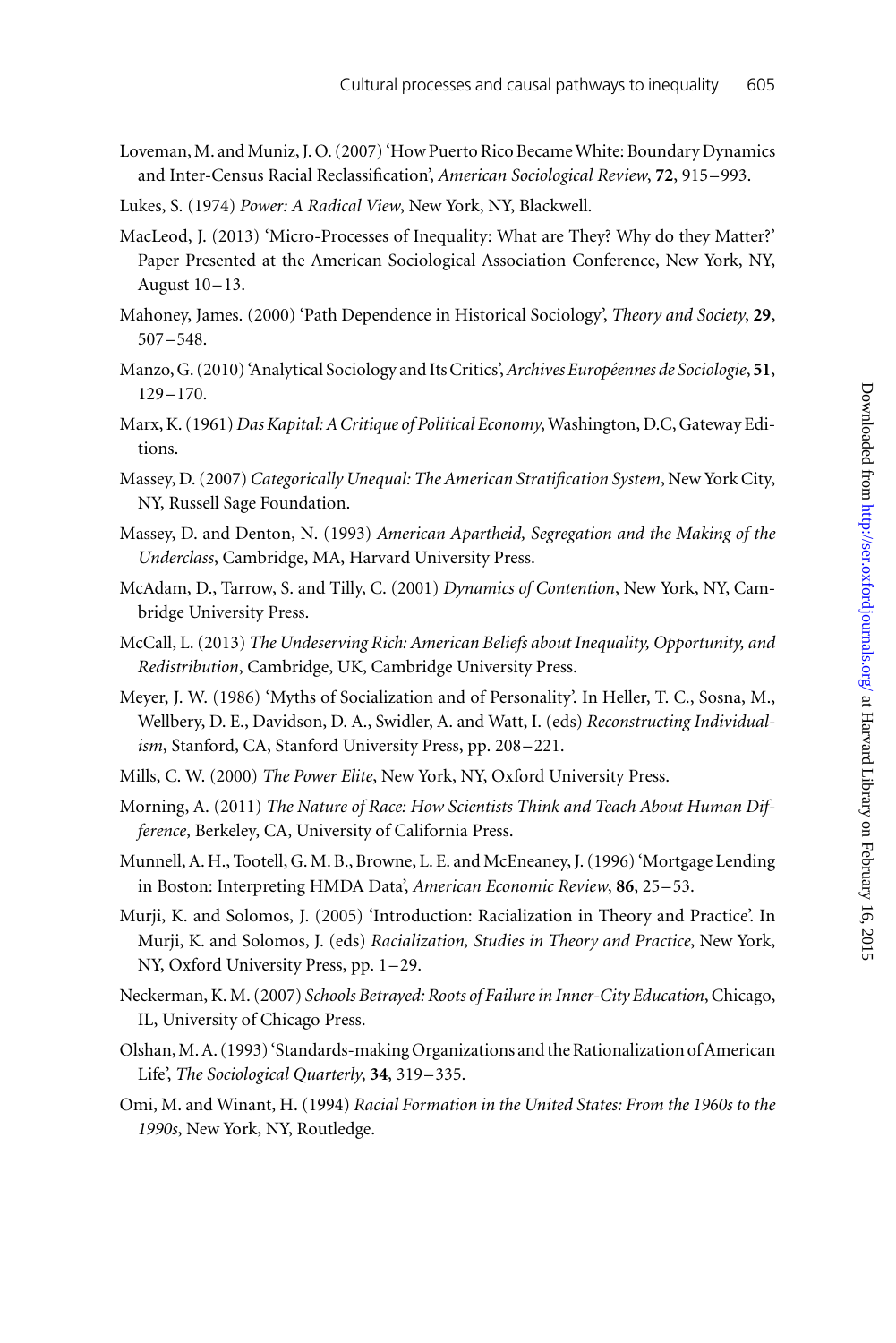Loveman, M. and Muniz, J. O. (2007) 'How Puerto Rico Became White: Boundary Dynamics and Inter-Census Racial Reclassification', *American Sociological Review*, **72**, 915–993.

Lukes, S. (1974) *Power: A Radical View*, New York, NY, Blackwell.

MacLeod, J. (2013) 'Micro-Processes of Inequality: What are They? Why do they Matter?' Paper Presented at the American Sociological Association Conference, New York, NY, August 10–13.

Mahoney, James. (2000) 'Path Dependence in Historical Sociology', *Theory and Society*, **29**, 507–548.

Manzo, G. (2010) 'Analytical Sociology and Its Critics', *Archives Européennes de Sociologie*, **51**, 129–170.

Marx, K. (1961) *Das Kapital: A Critique of Political Economy*, Washington, D.C, Gateway Editions.

Massey, D. (2007) *Categorically Unequal: The American Stratification System*, New York City, NY, Russell Sage Foundation.

Massey, D. and Denton, N. (1993) *American Apartheid, Segregation and the Making of the Underclass*, Cambridge, MA, Harvard University Press.

McAdam, D., Tarrow, S. and Tilly, C. (2001) *Dynamics of Contention*, New York, NY, Cambridge University Press.

McCall, L. (2013) *The Undeserving Rich: American Beliefs about Inequality, Opportunity, and Redistribution*, Cambridge, UK, Cambridge University Press.

Meyer, J. W. (1986) 'Myths of Socialization and of Personality'. In Heller, T. C., Sosna, M., Wellbery, D. E., Davidson, D. A., Swidler, A. and Watt, I. (eds) *Reconstructing Individualism*, Stanford, CA, Stanford University Press, pp. 208–221.

Mills, C. W. (2000) *The Power Elite*, New York, NY, Oxford University Press.

Morning, A. (2011) *The Nature of Race: How Scientists Think and Teach About Human Difference*, Berkeley, CA, University of California Press.

Munnell, A. H., Tootell, G. M. B., Browne, L. E. and McEneaney, J. (1996) 'Mortgage Lending in Boston: Interpreting HMDA Data', *American Economic Review*, **86**, 25–53.

Murji, K. and Solomos, J. (2005) 'Introduction: Racialization in Theory and Practice'. In Murji, K. and Solomos, J. (eds) *Racialization, Studies in Theory and Practice*, New York, NY, Oxford University Press, pp. 1–29.

Neckerman, K. M. (2007) *Schools Betrayed: Roots of Failure in Inner-City Education*, Chicago, IL, University of Chicago Press.

Olshan, M. A. (1993) 'Standards-making Organizations and the Rationalization of American Life', *The Sociological Quarterly*, **34**, 319–335.

Omi, M. and Winant, H. (1994) *Racial Formation in the United States: From the 1960s to the 1990s*, New York, NY, Routledge.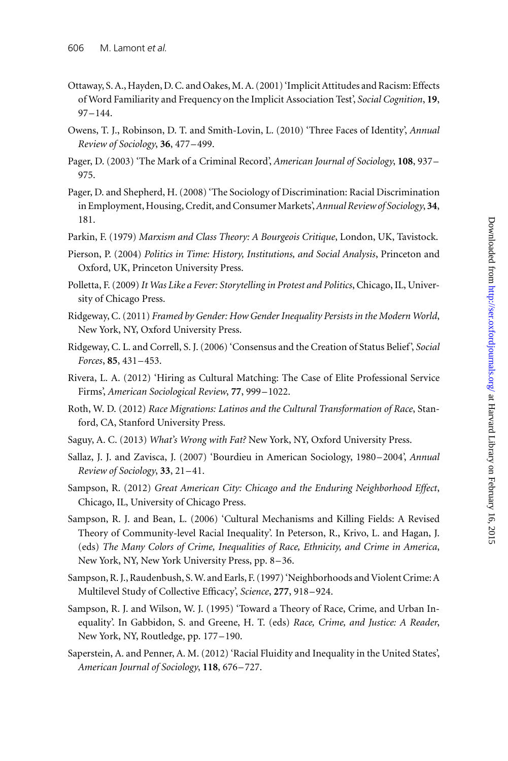Ottaway, S. A., Hayden, D. C. and Oakes, M. A. (2001) 'Implicit Attitudes and Racism: Effects of Word Familiarity and Frequency on the Implicit Association Test', *Social Cognition*, **19**, 97–144.

Owens, T. J., Robinson, D. T. and Smith-Lovin, L. (2010) 'Three Faces of Identity', *Annual Review of Sociology*, **36**, 477–499.

Pager, D. (2003) 'The Mark of a Criminal Record', *American Journal of Sociology*, **108**, 937–975.

Pager, D. and Shepherd, H. (2008) 'The Sociology of Discrimination: Racial Discrimination in Employment, Housing, Credit, and Consumer Markets', *Annual Review of Sociology*, **34**, 181.

Parkin, F. (1979) *Marxism and Class Theory: A Bourgeois Critique*, London, UK, Tavistock.

Pierson, P. (2004) *Politics in Time: History, Institutions, and Social Analysis*, Princeton and Oxford, UK, Princeton University Press.

Polletta, F. (2009) *It Was Like a Fever: Storytelling in Protest and Politics*, Chicago, IL, University of Chicago Press.

Ridgeway, C. (2011) *Framed by Gender: How Gender Inequality Persists in the Modern World*, New York, NY, Oxford University Press.

Ridgeway, C. L. and Correll, S. J. (2006) 'Consensus and the Creation of Status Belief', *Social Forces*, **85**, 431–453.

Rivera, L. A. (2012) 'Hiring as Cultural Matching: The Case of Elite Professional Service Firms', *American Sociological Review*, **77**, 999–1022.

Roth, W. D. (2012) *Race Migrations: Latinos and the Cultural Transformation of Race*, Stanford, CA, Stanford University Press.

Saguy, A. C. (2013) *What's Wrong with Fat?* New York, NY, Oxford University Press.

Sallaz, J. J. and Zavisca, J. (2007) 'Bourdieu in American Sociology, 1980–2004', *Annual Review of Sociology*, **33**, 21–41.

Sampson, R. (2012) *Great American City: Chicago and the Enduring Neighborhood Effect*, Chicago, IL, University of Chicago Press.

Sampson, R. J. and Bean, L. (2006) 'Cultural Mechanisms and Killing Fields: A Revised Theory of Community-level Racial Inequality'. In Peterson, R., Krivo, L. and Hagan, J. (eds) *The Many Colors of Crime, Inequalities of Race, Ethnicity, and Crime in America*, New York, NY, New York University Press, pp. 8–36.

Sampson, R. J., Raudenbush, S. W. and Earls, F. (1997) 'Neighborhoods and Violent Crime: A Multilevel Study of Collective Efficacy', *Science*, **277**, 918–924.

Sampson, R. J. and Wilson, W. J. (1995) 'Toward a Theory of Race, Crime, and Urban Inequality'. In Gabbidon, S. and Greene, H. T. (eds) *Race, Crime, and Justice: A Reader*, New York, NY, Routledge, pp. 177–190.

Saperstein, A. and Penner, A. M. (2012) 'Racial Fluidity and Inequality in the United States', *American Journal of Sociology*, **118**, 676–727.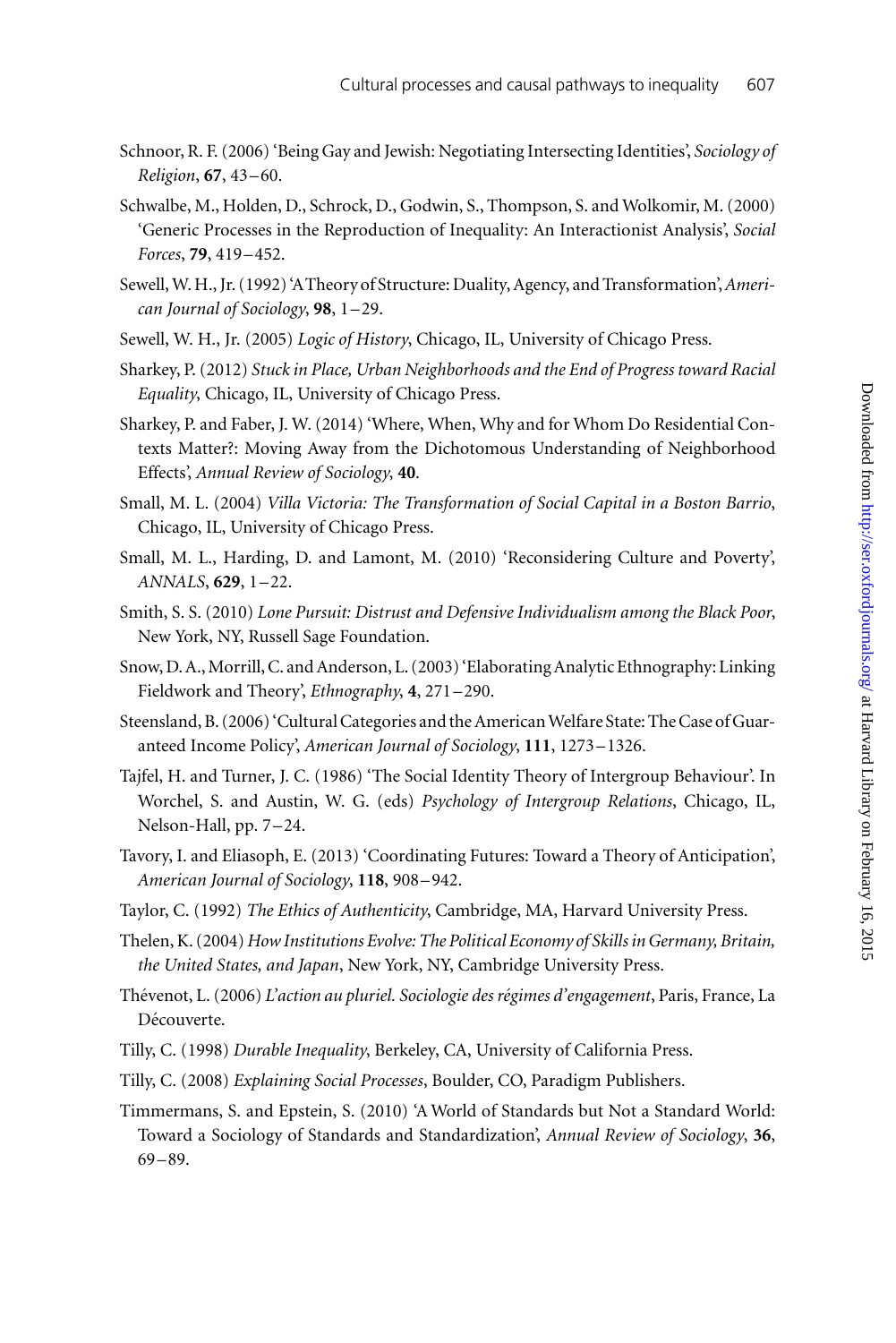Schnoor, R. F. (2006) 'Being Gay and Jewish: Negotiating Intersecting Identities', *Sociology of Religion*, **67**, 43–60.

Schwalbe, M., Holden, D., Schrock, D., Godwin, S., Thompson, S. and Wolkomir, M. (2000) 'Generic Processes in the Reproduction of Inequality: An Interactionist Analysis', *Social Forces*, **79**, 419–452.

Sewell, W. H., Jr. (1992) 'A Theory of Structure: Duality, Agency, and Transformation', *American Journal of Sociology*, **98**, 1–29.

Sewell, W. H., Jr. (2005) *Logic of History*, Chicago, IL, University of Chicago Press.

Sharkey, P. (2012) *Stuck in Place, Urban Neighborhoods and the End of Progress toward Racial Equality*, Chicago, IL, University of Chicago Press.

Sharkey, P. and Faber, J. W. (2014) 'Where, When, Why and for Whom Do Residential Contexts Matter?: Moving Away from the Dichotomous Understanding of Neighborhood Effects', *Annual Review of Sociology*, **40**.

Small, M. L. (2004) *Villa Victoria: The Transformation of Social Capital in a Boston Barrio*, Chicago, IL, University of Chicago Press.

Small, M. L., Harding, D. and Lamont, M. (2010) 'Reconsidering Culture and Poverty', *ANNALS*, **629**, 1–22.

Smith, S. S. (2010) *Lone Pursuit: Distrust and Defensive Individualism among the Black Poor*, New York, NY, Russell Sage Foundation.

Snow, D. A., Morrill, C. and Anderson, L. (2003) 'Elaborating Analytic Ethnography: Linking Fieldwork and Theory', *Ethnography*, **4**, 271–290.

Steensland, B. (2006) 'Cultural Categories and the American Welfare State: The Case of Guaranteed Income Policy', *American Journal of Sociology*, **111**, 1273–1326.

Tajfel, H. and Turner, J. C. (1986) 'The Social Identity Theory of Intergroup Behaviour'. In Worchel, S. and Austin, W. G. (eds) *Psychology of Intergroup Relations*, Chicago, IL, Nelson-Hall, pp. 7–24.

Tavory, I. and Eliasoph, E. (2013) 'Coordinating Futures: Toward a Theory of Anticipation', *American Journal of Sociology*, **118**, 908–942.

Taylor, C. (1992) *The Ethics of Authenticity*, Cambridge, MA, Harvard University Press.

Thelen, K. (2004) *How Institutions Evolve: The Political Economy of Skills in Germany, Britain, the United States, and Japan*, New York, NY, Cambridge University Press.

Thévenot, L. (2006) *L'action au pluriel. Sociologie des régimes d'engagement*, Paris, France, La Découverte.

Tilly, C. (1998) *Durable Inequality*, Berkeley, CA, University of California Press.

Tilly, C. (2008) *Explaining Social Processes*, Boulder, CO, Paradigm Publishers.

Timmermans, S. and Epstein, S. (2010) 'A World of Standards but Not a Standard World: Toward a Sociology of Standards and Standardization', *Annual Review of Sociology*, **36**, 69–89.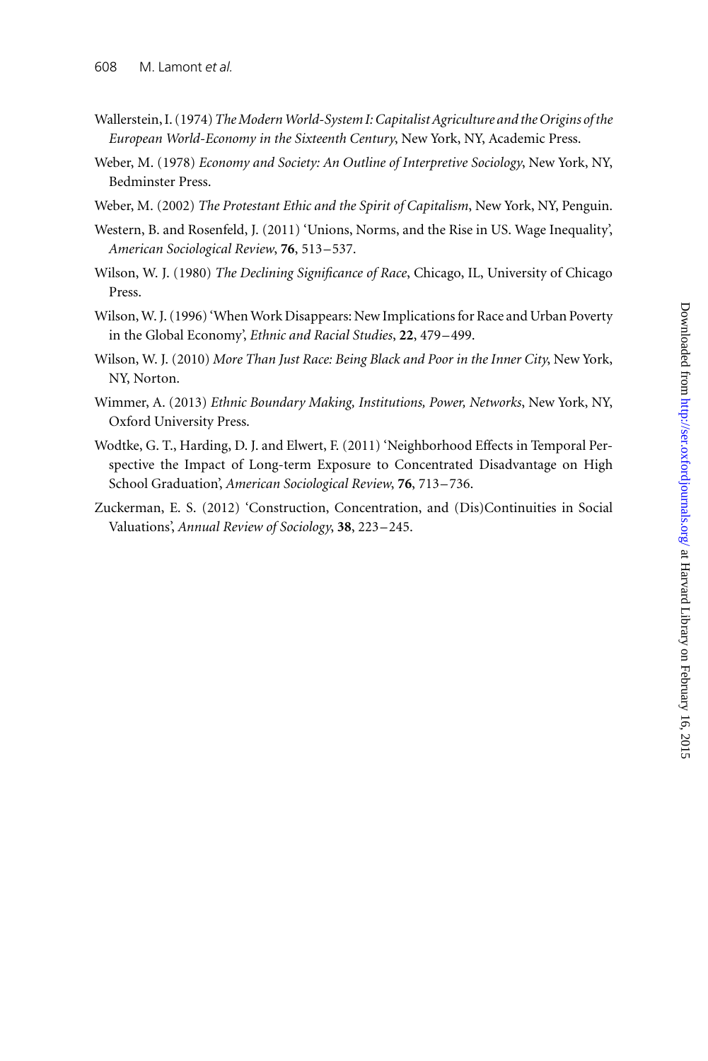Wallerstein, I. (1974) *The Modern World-System I: Capitalist Agriculture and the Origins of the European World-Economy in the Sixteenth Century*, New York, NY, Academic Press.

Weber, M. (1978) *Economy and Society: An Outline of Interpretive Sociology*, New York, NY, Bedminster Press.

Weber, M. (2002) *The Protestant Ethic and the Spirit of Capitalism*, New York, NY, Penguin.

Western, B. and Rosenfeld, J. (2011) 'Unions, Norms, and the Rise in US. Wage Inequality', *American Sociological Review*, **76**, 513–537.

Wilson, W. J. (1980) *The Declining Significance of Race*, Chicago, IL, University of Chicago Press.

Wilson, W. J. (1996) 'When Work Disappears: New Implications for Race and Urban Poverty in the Global Economy', *Ethnic and Racial Studies*, **22**, 479–499.

Wilson, W. J. (2010) *More Than Just Race: Being Black and Poor in the Inner City*, New York, NY, Norton.

Wimmer, A. (2013) *Ethnic Boundary Making, Institutions, Power, Networks*, New York, NY, Oxford University Press.

Wodtke, G. T., Harding, D. J. and Elwert, F. (2011) 'Neighborhood Effects in Temporal Perspective the Impact of Long-term Exposure to Concentrated Disadvantage on High School Graduation', *American Sociological Review*, **76**, 713–736.

Zuckerman, E. S. (2012) 'Construction, Concentration, and (Dis)Continuities in Social Valuations', *Annual Review of Sociology*, **38**, 223–245.